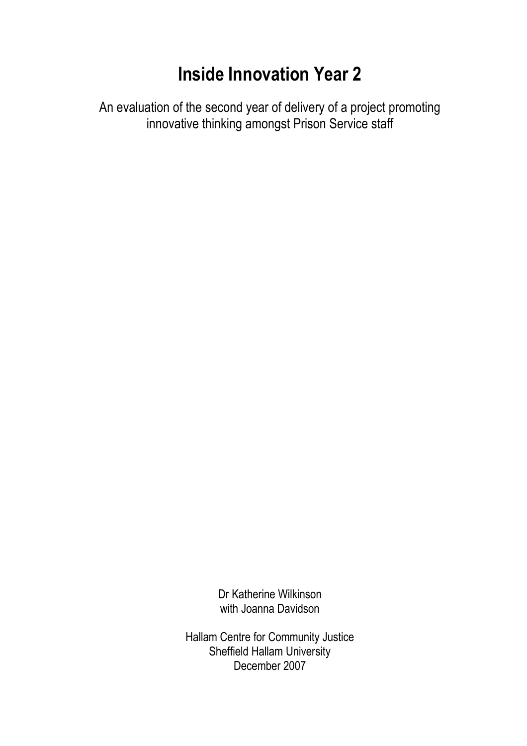# Inside Innovation Year 2

An evaluation of the second year of delivery of a project promoting innovative thinking amongst Prison Service staff

Dr Katherine Wilkinson
with Joanna Davidson

Hallam Centre for Community Justice
Sheffield Hallam University
December 2007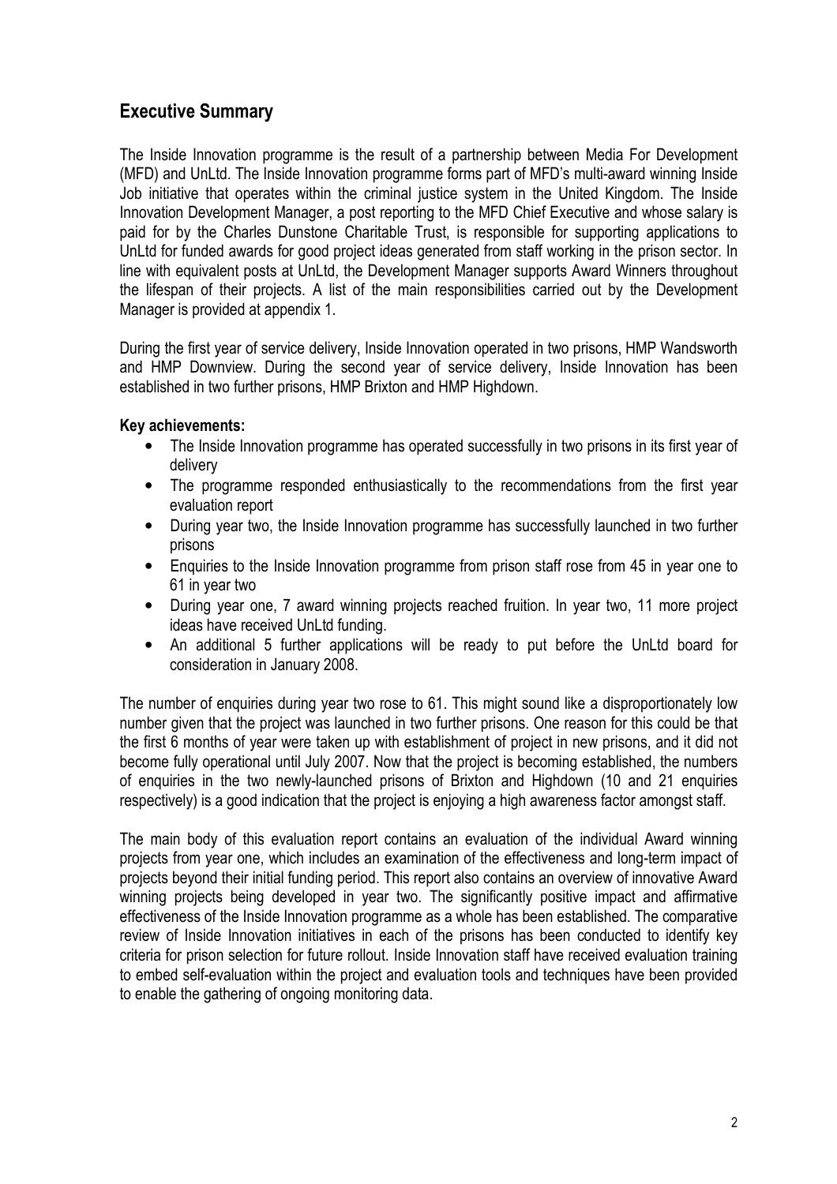## Executive Summary

The Inside Innovation programme is the result of a partnership between Media For Development (MFD) and UnLtd. The Inside Innovation programme forms part of MFD's multi-award winning Inside Job initiative that operates within the criminal justice system in the United Kingdom. The Inside Innovation Development Manager, a post reporting to the MFD Chief Executive and whose salary is paid for by the Charles Dunstone Charitable Trust, is responsible for supporting applications to UnLtd for funded awards for good project ideas generated from staff working in the prison sector. In line with equivalent posts at UnLtd, the Development Manager supports Award Winners throughout the lifespan of their projects. A list of the main responsibilities carried out by the Development Manager is provided at appendix 1.

During the first year of service delivery, Inside Innovation operated in two prisons, HMP Wandsworth and HMP Downview. During the second year of service delivery, Inside Innovation has been established in two further prisons, HMP Brixton and HMP Highdown.

**Key achievements:**

- The Inside Innovation programme has operated successfully in two prisons in its first year of delivery
- The programme responded enthusiastically to the recommendations from the first year evaluation report
- During year two, the Inside Innovation programme has successfully launched in two further prisons
- Enquiries to the Inside Innovation programme from prison staff rose from 45 in year one to 61 in year two
- During year one, 7 award winning projects reached fruition. In year two, 11 more project ideas have received UnLtd funding.
- An additional 5 further applications will be ready to put before the UnLtd board for consideration in January 2008.

The number of enquiries during year two rose to 61. This might sound like a disproportionately low number given that the project was launched in two further prisons. One reason for this could be that the first 6 months of year were taken up with establishment of project in new prisons, and it did not become fully operational until July 2007. Now that the project is becoming established, the numbers of enquiries in the two newly-launched prisons of Brixton and Highdown (10 and 21 enquiries respectively) is a good indication that the project is enjoying a high awareness factor amongst staff.

The main body of this evaluation report contains an evaluation of the individual Award winning projects from year one, which includes an examination of the effectiveness and long-term impact of projects beyond their initial funding period. This report also contains an overview of innovative Award winning projects being developed in year two. The significantly positive impact and affirmative effectiveness of the Inside Innovation programme as a whole has been established. The comparative review of Inside Innovation initiatives in each of the prisons has been conducted to identify key criteria for prison selection for future rollout. Inside Innovation staff have received evaluation training to embed self-evaluation within the project and evaluation tools and techniques have been provided to enable the gathering of ongoing monitoring data.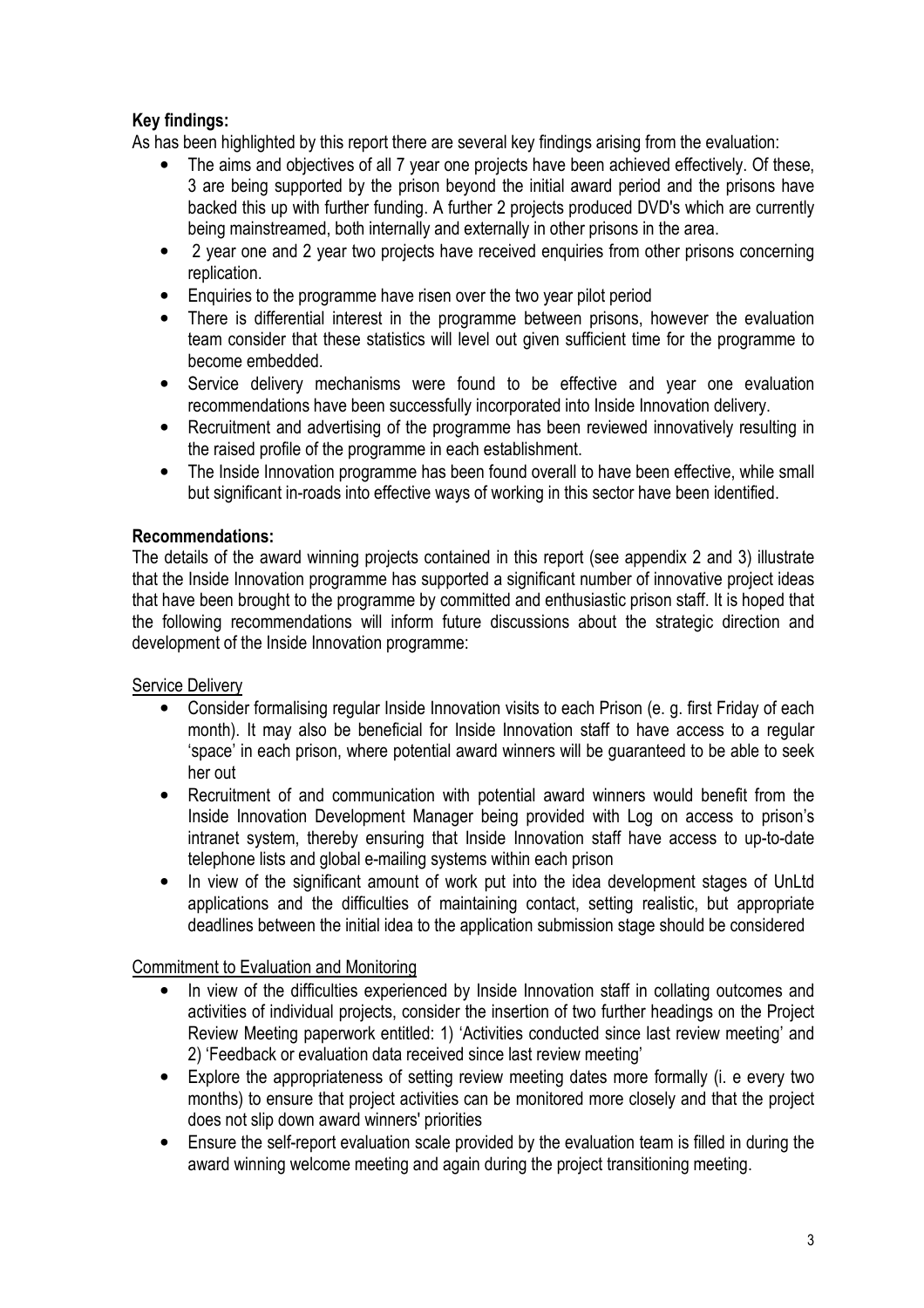**Key findings:**

As has been highlighted by this report there are several key findings arising from the evaluation:

- The aims and objectives of all 7 year one projects have been achieved effectively. Of these, 3 are being supported by the prison beyond the initial award period and the prisons have backed this up with further funding. A further 2 projects produced DVD's which are currently being mainstreamed, both internally and externally in other prisons in the area.
- 2 year one and 2 year two projects have received enquiries from other prisons concerning replication.
- Enquiries to the programme have risen over the two year pilot period
- There is differential interest in the programme between prisons, however the evaluation team consider that these statistics will level out given sufficient time for the programme to become embedded.
- Service delivery mechanisms were found to be effective and year one evaluation recommendations have been successfully incorporated into Inside Innovation delivery.
- Recruitment and advertising of the programme has been reviewed innovatively resulting in the raised profile of the programme in each establishment.
- The Inside Innovation programme has been found overall to have been effective, while small but significant in-roads into effective ways of working in this sector have been identified.

**Recommendations:**

The details of the award winning projects contained in this report (see appendix 2 and 3) illustrate that the Inside Innovation programme has supported a significant number of innovative project ideas that have been brought to the programme by committed and enthusiastic prison staff. It is hoped that the following recommendations will inform future discussions about the strategic direction and development of the Inside Innovation programme:

<u>Service Delivery</u>

- Consider formalising regular Inside Innovation visits to each Prison (e. g. first Friday of each month). It may also be beneficial for Inside Innovation staff to have access to a regular 'space' in each prison, where potential award winners will be guaranteed to be able to seek her out
- Recruitment of and communication with potential award winners would benefit from the Inside Innovation Development Manager being provided with Log on access to prison's intranet system, thereby ensuring that Inside Innovation staff have access to up-to-date telephone lists and global e-mailing systems within each prison
- In view of the significant amount of work put into the idea development stages of UnLtd applications and the difficulties of maintaining contact, setting realistic, but appropriate deadlines between the initial idea to the application submission stage should be considered

<u>Commitment to Evaluation and Monitoring</u>

- In view of the difficulties experienced by Inside Innovation staff in collating outcomes and activities of individual projects, consider the insertion of two further headings on the Project Review Meeting paperwork entitled: 1) 'Activities conducted since last review meeting' and 2) 'Feedback or evaluation data received since last review meeting'
- Explore the appropriateness of setting review meeting dates more formally (i. e every two months) to ensure that project activities can be monitored more closely and that the project does not slip down award winners' priorities
- Ensure the self-report evaluation scale provided by the evaluation team is filled in during the award winning welcome meeting and again during the project transitioning meeting.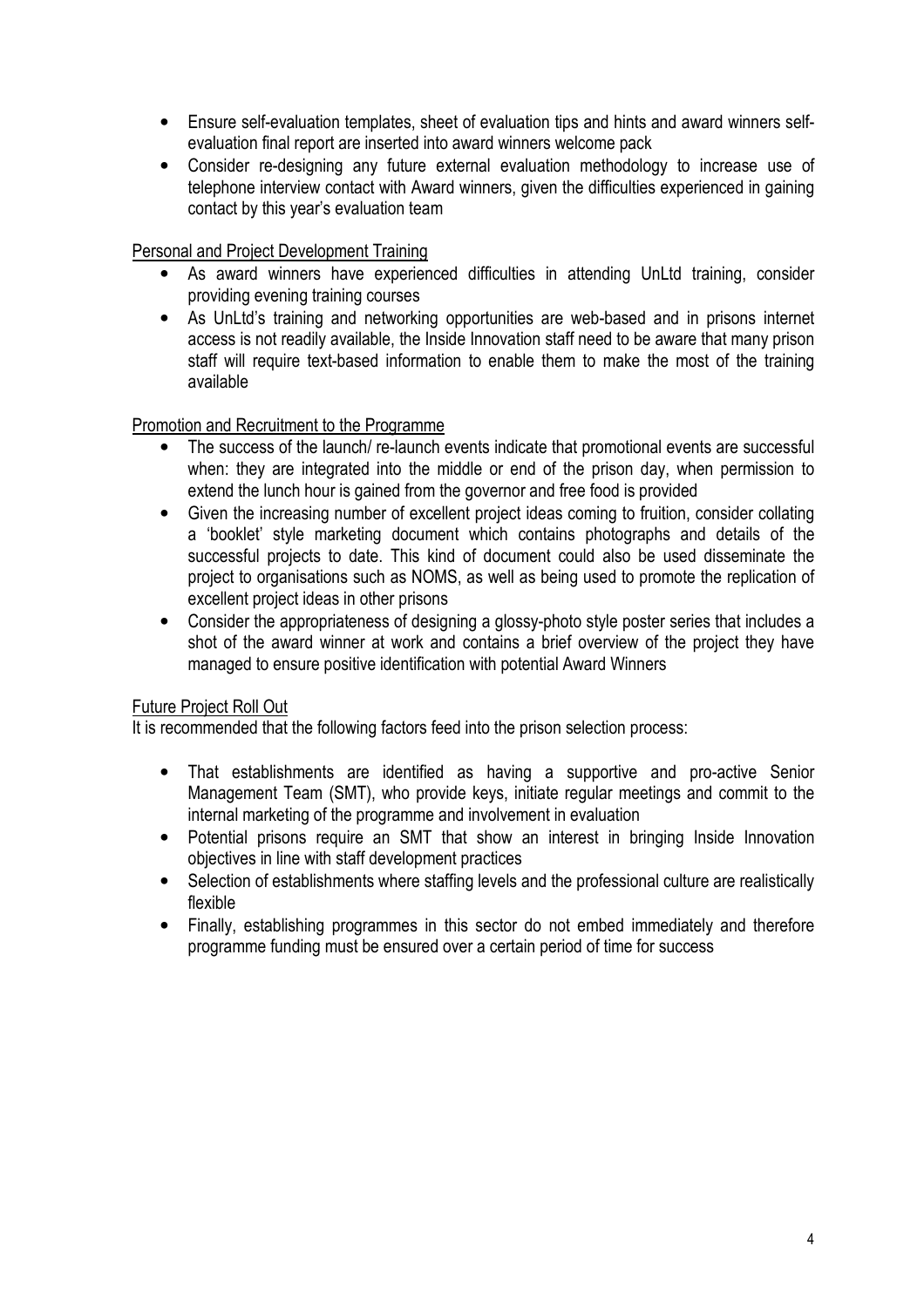- Ensure self-evaluation templates, sheet of evaluation tips and hints and award winners self-evaluation final report are inserted into award winners welcome pack
- Consider re-designing any future external evaluation methodology to increase use of telephone interview contact with Award winners, given the difficulties experienced in gaining contact by this year's evaluation team

Personal and Project Development Training

- As award winners have experienced difficulties in attending UnLtd training, consider providing evening training courses
- As UnLtd's training and networking opportunities are web-based and in prisons internet access is not readily available, the Inside Innovation staff need to be aware that many prison staff will require text-based information to enable them to make the most of the training available

Promotion and Recruitment to the Programme

- The success of the launch/ re-launch events indicate that promotional events are successful when: they are integrated into the middle or end of the prison day, when permission to extend the lunch hour is gained from the governor and free food is provided
- Given the increasing number of excellent project ideas coming to fruition, consider collating a 'booklet' style marketing document which contains photographs and details of the successful projects to date. This kind of document could also be used disseminate the project to organisations such as NOMS, as well as being used to promote the replication of excellent project ideas in other prisons
- Consider the appropriateness of designing a glossy-photo style poster series that includes a shot of the award winner at work and contains a brief overview of the project they have managed to ensure positive identification with potential Award Winners

Future Project Roll Out

It is recommended that the following factors feed into the prison selection process:

- That establishments are identified as having a supportive and pro-active Senior Management Team (SMT), who provide keys, initiate regular meetings and commit to the internal marketing of the programme and involvement in evaluation
- Potential prisons require an SMT that show an interest in bringing Inside Innovation objectives in line with staff development practices
- Selection of establishments where staffing levels and the professional culture are realistically flexible
- Finally, establishing programmes in this sector do not embed immediately and therefore programme funding must be ensured over a certain period of time for success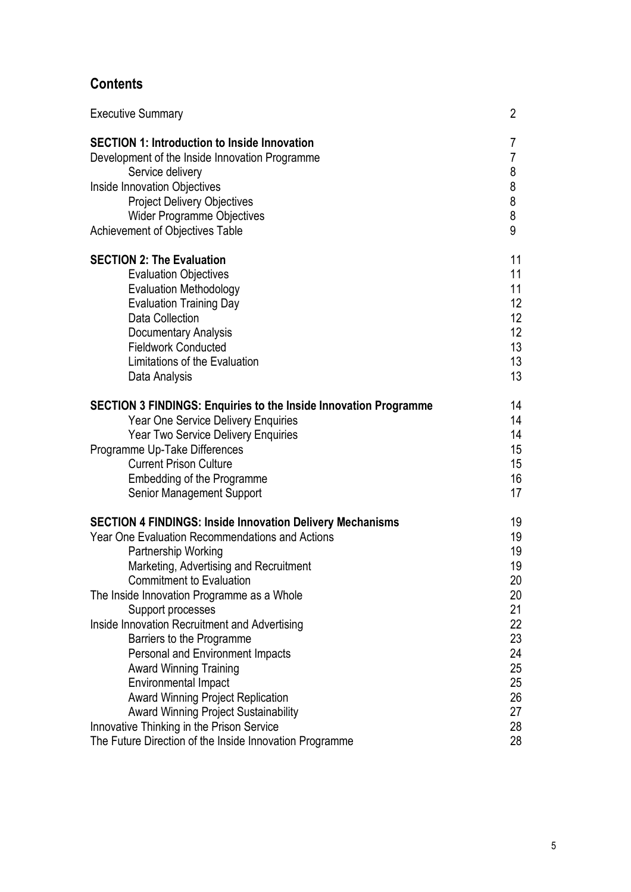## Contents

| | |
|---|---|
| Executive Summary | 2 |
| **SECTION 1: Introduction to Inside Innovation** | 7 |
| Development of the Inside Innovation Programme | 7 |
| Service delivery | 8 |
| Inside Innovation Objectives | 8 |
| Project Delivery Objectives | 8 |
| Wider Programme Objectives | 8 |
| Achievement of Objectives Table | 9 |
| **SECTION 2: The Evaluation** | 11 |
| Evaluation Objectives | 11 |
| Evaluation Methodology | 11 |
| Evaluation Training Day | 12 |
| Data Collection | 12 |
| Documentary Analysis | 12 |
| Fieldwork Conducted | 13 |
| Limitations of the Evaluation | 13 |
| Data Analysis | 13 |
| **SECTION 3 FINDINGS: Enquiries to the Inside Innovation Programme** | 14 |
| Year One Service Delivery Enquiries | 14 |
| Year Two Service Delivery Enquiries | 14 |
| Programme Up-Take Differences | 15 |
| Current Prison Culture | 15 |
| Embedding of the Programme | 16 |
| Senior Management Support | 17 |
| **SECTION 4 FINDINGS: Inside Innovation Delivery Mechanisms** | 19 |
| Year One Evaluation Recommendations and Actions | 19 |
| Partnership Working | 19 |
| Marketing, Advertising and Recruitment | 19 |
| Commitment to Evaluation | 20 |
| The Inside Innovation Programme as a Whole | 20 |
| Support processes | 21 |
| Inside Innovation Recruitment and Advertising | 22 |
| Barriers to the Programme | 23 |
| Personal and Environment Impacts | 24 |
| Award Winning Training | 25 |
| Environmental Impact | 25 |
| Award Winning Project Replication | 26 |
| Award Winning Project Sustainability | 27 |
| Innovative Thinking in the Prison Service | 28 |
| The Future Direction of the Inside Innovation Programme | 28 |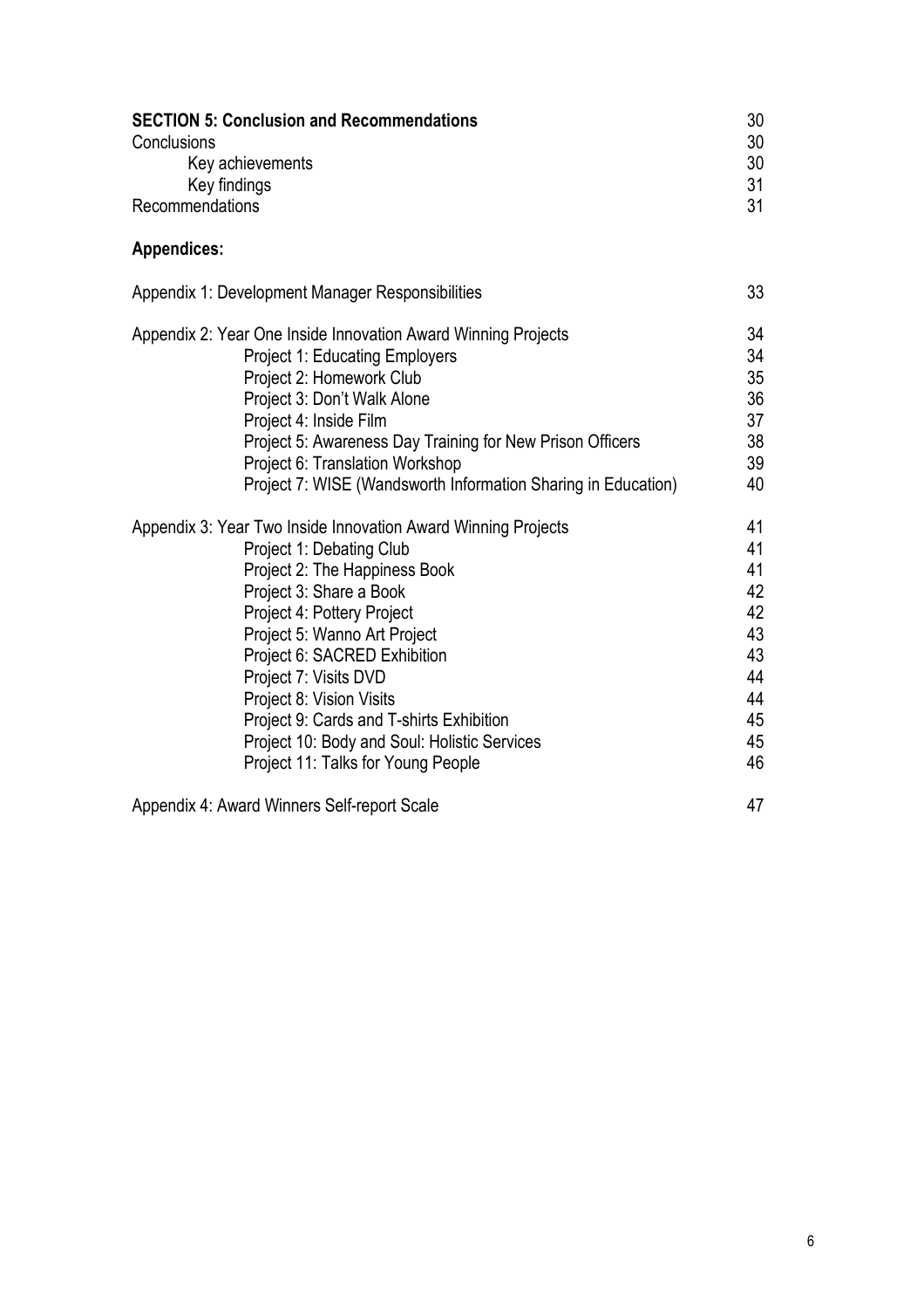| | |
|---|---|
| **SECTION 5: Conclusion and Recommendations** | 30 |
| Conclusions | 30 |
| Key achievements | 30 |
| Key findings | 31 |
| Recommendations | 31 |

**Appendices:**

| | |
|---|---|
| Appendix 1: Development Manager Responsibilities | 33 |
| Appendix 2: Year One Inside Innovation Award Winning Projects | 34 |
| Project 1: Educating Employers | 34 |
| Project 2: Homework Club | 35 |
| Project 3: Don't Walk Alone | 36 |
| Project 4: Inside Film | 37 |
| Project 5: Awareness Day Training for New Prison Officers | 38 |
| Project 6: Translation Workshop | 39 |
| Project 7: WISE (Wandsworth Information Sharing in Education) | 40 |
| Appendix 3: Year Two Inside Innovation Award Winning Projects | 41 |
| Project 1: Debating Club | 41 |
| Project 2: The Happiness Book | 41 |
| Project 3: Share a Book | 42 |
| Project 4: Pottery Project | 42 |
| Project 5: Wanno Art Project | 43 |
| Project 6: SACRED Exhibition | 43 |
| Project 7: Visits DVD | 44 |
| Project 8: Vision Visits | 44 |
| Project 9: Cards and T-shirts Exhibition | 45 |
| Project 10: Body and Soul: Holistic Services | 45 |
| Project 11: Talks for Young People | 46 |
| Appendix 4: Award Winners Self-report Scale | 47 |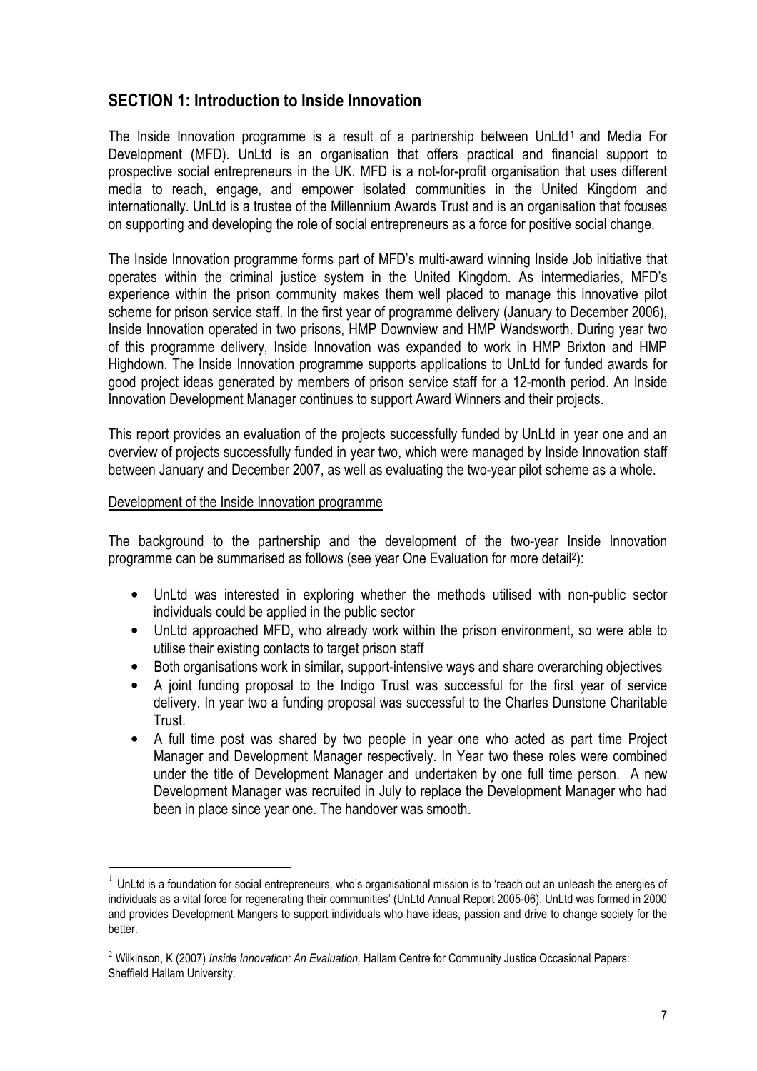## SECTION 1: Introduction to Inside Innovation

The Inside Innovation programme is a result of a partnership between UnLtd[1] and Media For Development (MFD). UnLtd is an organisation that offers practical and financial support to prospective social entrepreneurs in the UK. MFD is a not-for-profit organisation that uses different media to reach, engage, and empower isolated communities in the United Kingdom and internationally. UnLtd is a trustee of the Millennium Awards Trust and is an organisation that focuses on supporting and developing the role of social entrepreneurs as a force for positive social change.

The Inside Innovation programme forms part of MFD's multi-award winning Inside Job initiative that operates within the criminal justice system in the United Kingdom. As intermediaries, MFD's experience within the prison community makes them well placed to manage this innovative pilot scheme for prison service staff. In the first year of programme delivery (January to December 2006), Inside Innovation operated in two prisons, HMP Downview and HMP Wandsworth. During year two of this programme delivery, Inside Innovation was expanded to work in HMP Brixton and HMP Highdown. The Inside Innovation programme supports applications to UnLtd for funded awards for good project ideas generated by members of prison service staff for a 12-month period. An Inside Innovation Development Manager continues to support Award Winners and their projects.

This report provides an evaluation of the projects successfully funded by UnLtd in year one and an overview of projects successfully funded in year two, which were managed by Inside Innovation staff between January and December 2007, as well as evaluating the two-year pilot scheme as a whole.

Development of the Inside Innovation programme

The background to the partnership and the development of the two-year Inside Innovation programme can be summarised as follows (see year One Evaluation for more detail[2]):

- UnLtd was interested in exploring whether the methods utilised with non-public sector individuals could be applied in the public sector
- UnLtd approached MFD, who already work within the prison environment, so were able to utilise their existing contacts to target prison staff
- Both organisations work in similar, support-intensive ways and share overarching objectives
- A joint funding proposal to the Indigo Trust was successful for the first year of service delivery. In year two a funding proposal was successful to the Charles Dunstone Charitable Trust.
- A full time post was shared by two people in year one who acted as part time Project Manager and Development Manager respectively. In Year two these roles were combined under the title of Development Manager and undertaken by one full time person. A new Development Manager was recruited in July to replace the Development Manager who had been in place since year one. The handover was smooth.

---

[1] UnLtd is a foundation for social entrepreneurs, who's organisational mission is to 'reach out an unleash the energies of individuals as a vital force for regenerating their communities' (UnLtd Annual Report 2005-06). UnLtd was formed in 2000 and provides Development Mangers to support individuals who have ideas, passion and drive to change society for the better.

[2] Wilkinson, K (2007) *Inside Innovation: An Evaluation,* Hallam Centre for Community Justice Occasional Papers: Sheffield Hallam University.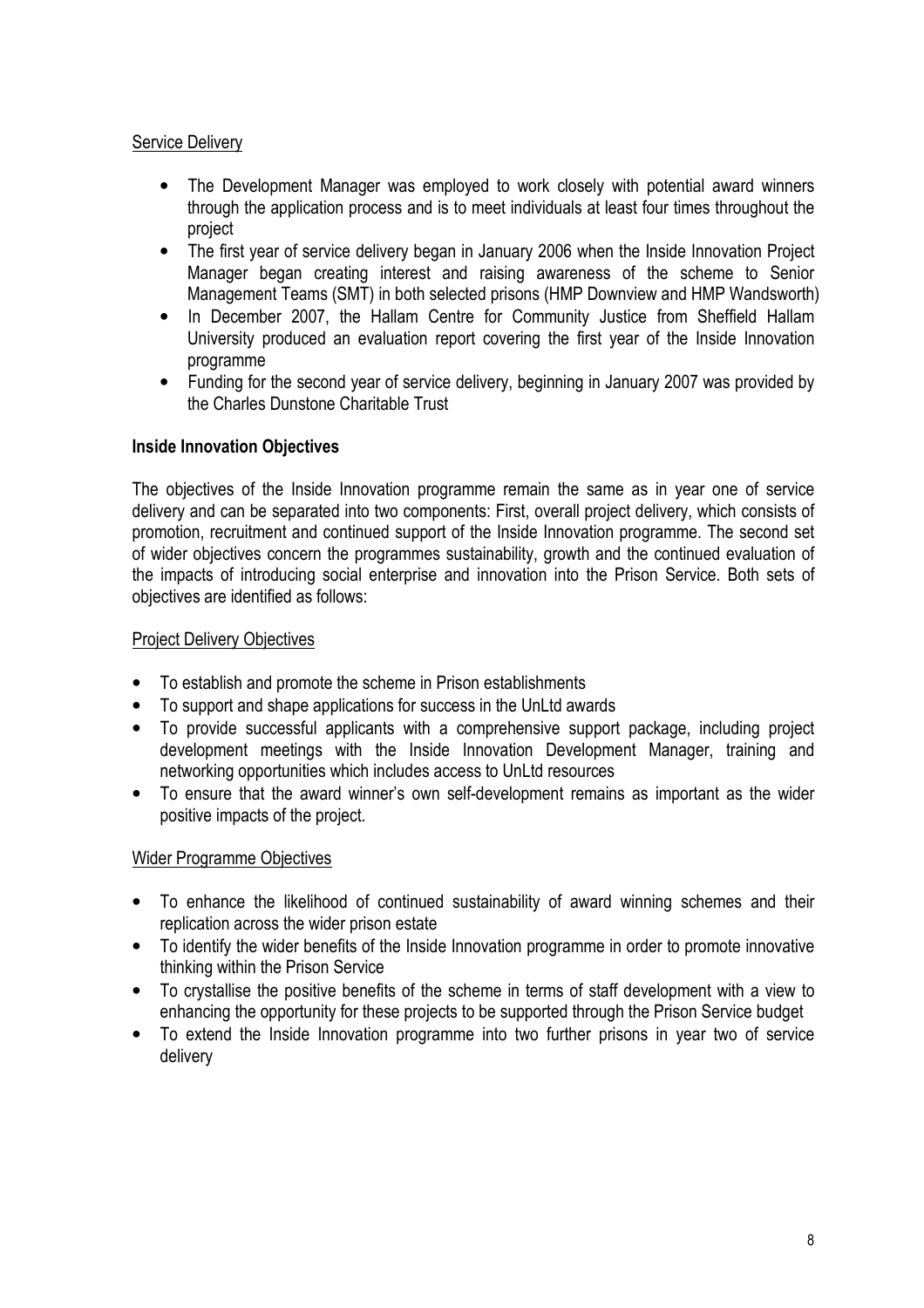Service Delivery

- The Development Manager was employed to work closely with potential award winners through the application process and is to meet individuals at least four times throughout the project
- The first year of service delivery began in January 2006 when the Inside Innovation Project Manager began creating interest and raising awareness of the scheme to Senior Management Teams (SMT) in both selected prisons (HMP Downview and HMP Wandsworth)
- In December 2007, the Hallam Centre for Community Justice from Sheffield Hallam University produced an evaluation report covering the first year of the Inside Innovation programme
- Funding for the second year of service delivery, beginning in January 2007 was provided by the Charles Dunstone Charitable Trust

**Inside Innovation Objectives**

The objectives of the Inside Innovation programme remain the same as in year one of service delivery and can be separated into two components: First, overall project delivery, which consists of promotion, recruitment and continued support of the Inside Innovation programme. The second set of wider objectives concern the programmes sustainability, growth and the continued evaluation of the impacts of introducing social enterprise and innovation into the Prison Service. Both sets of objectives are identified as follows:

Project Delivery Objectives

- To establish and promote the scheme in Prison establishments
- To support and shape applications for success in the UnLtd awards
- To provide successful applicants with a comprehensive support package, including project development meetings with the Inside Innovation Development Manager, training and networking opportunities which includes access to UnLtd resources
- To ensure that the award winner's own self-development remains as important as the wider positive impacts of the project.

Wider Programme Objectives

- To enhance the likelihood of continued sustainability of award winning schemes and their replication across the wider prison estate
- To identify the wider benefits of the Inside Innovation programme in order to promote innovative thinking within the Prison Service
- To crystallise the positive benefits of the scheme in terms of staff development with a view to enhancing the opportunity for these projects to be supported through the Prison Service budget
- To extend the Inside Innovation programme into two further prisons in year two of service delivery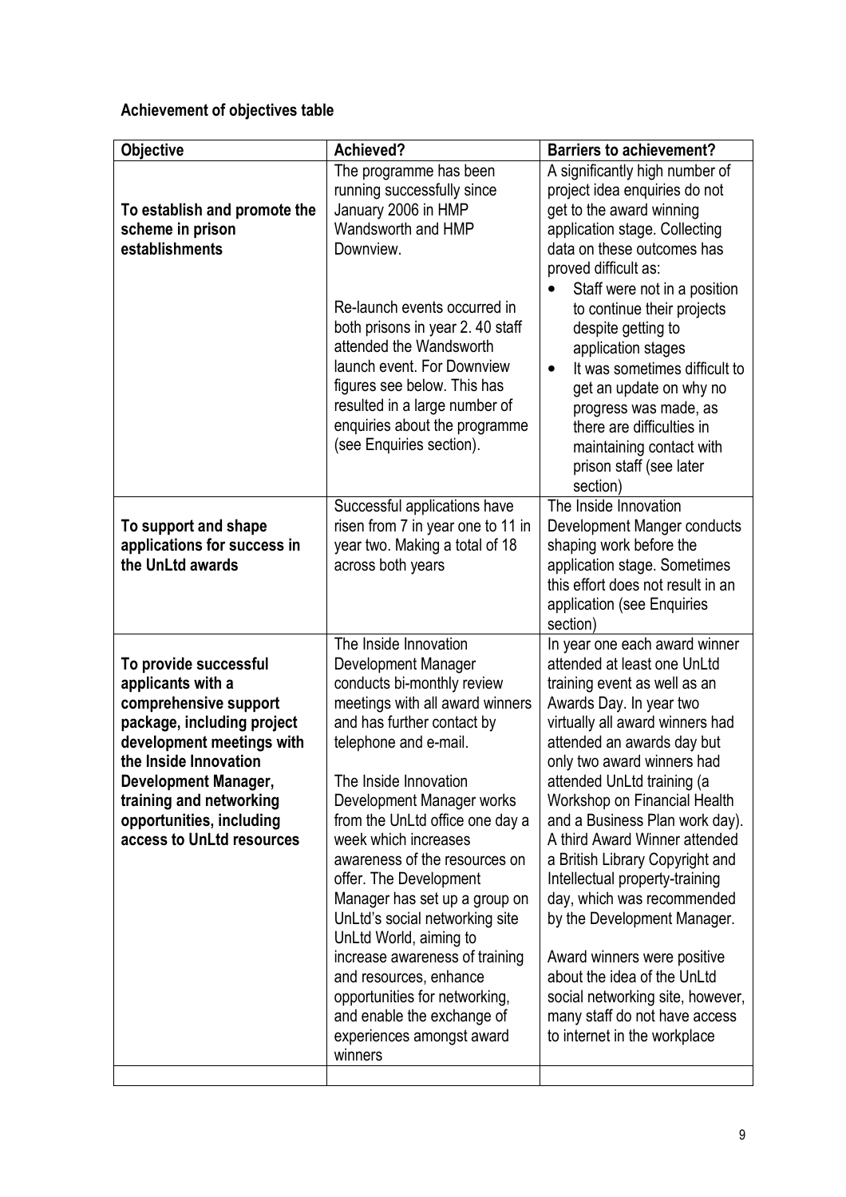**Achievement of objectives table**

| Objective | Achieved? | Barriers to achievement? |
|---|---|---|
| **To establish and promote the scheme in prison establishments** | The programme has been running successfully since January 2006 in HMP Wandsworth and HMP Downview.<br><br>Re-launch events occurred in both prisons in year 2. 40 staff attended the Wandsworth launch event. For Downview figures see below. This has resulted in a large number of enquiries about the programme (see Enquiries section). | A significantly high number of project idea enquiries do not get to the award winning application stage. Collecting data on these outcomes has proved difficult as:<br>• Staff were not in a position to continue their projects despite getting to application stages<br>• It was sometimes difficult to get an update on why no progress was made, as there are difficulties in maintaining contact with prison staff (see later section) |
| **To support and shape applications for success in the UnLtd awards** | Successful applications have risen from 7 in year one to 11 in year two. Making a total of 18 across both years | The Inside Innovation Development Manger conducts shaping work before the application stage. Sometimes this effort does not result in an application (see Enquiries section) |
| **To provide successful applicants with a comprehensive support package, including project development meetings with the Inside Innovation Development Manager, training and networking opportunities, including access to UnLtd resources** | The Inside Innovation Development Manager conducts bi-monthly review meetings with all award winners and has further contact by telephone and e-mail.<br><br>The Inside Innovation Development Manager works from the UnLtd office one day a week which increases awareness of the resources on offer. The Development Manager has set up a group on UnLtd's social networking site UnLtd World, aiming to increase awareness of training and resources, enhance opportunities for networking, and enable the exchange of experiences amongst award winners | In year one each award winner attended at least one UnLtd training event as well as an Awards Day. In year two virtually all award winners had attended an awards day but only two award winners had attended UnLtd training (a Workshop on Financial Health and a Business Plan work day). A third Award Winner attended a British Library Copyright and Intellectual property-training day, which was recommended by the Development Manager.<br><br>Award winners were positive about the idea of the UnLtd social networking site, however, many staff do not have access to internet in the workplace |
| | | |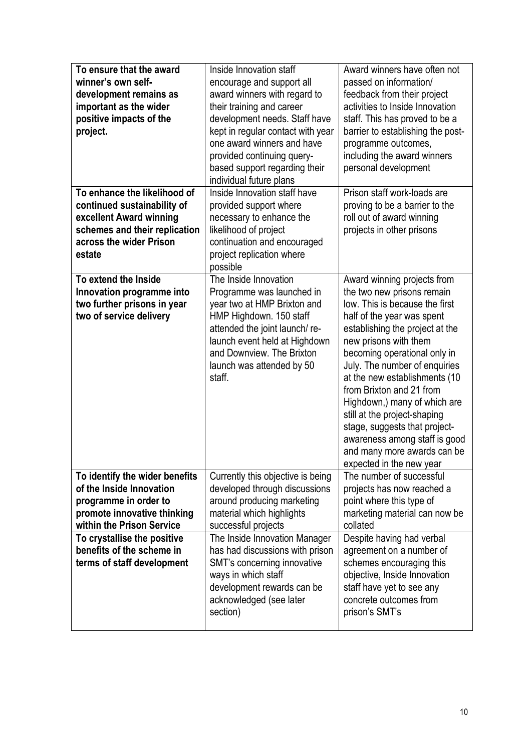| **To ensure that the award winner's own self-development remains as important as the wider positive impacts of the project.** | Inside Innovation staff encourage and support all award winners with regard to their training and career development needs. Staff have kept in regular contact with year one award winners and have provided continuing query-based support regarding their individual future plans | Award winners have often not passed on information/ feedback from their project activities to Inside Innovation staff. This has proved to be a barrier to establishing the post-programme outcomes, including the award winners personal development |
|---|---|---|
| **To enhance the likelihood of continued sustainability of excellent Award winning schemes and their replication across the wider Prison estate** | Inside Innovation staff have provided support where necessary to enhance the likelihood of project continuation and encouraged project replication where possible | Prison staff work-loads are proving to be a barrier to the roll out of award winning projects in other prisons |
| **To extend the Inside Innovation programme into two further prisons in year two of service delivery** | The Inside Innovation Programme was launched in year two at HMP Brixton and HMP Highdown. 150 staff attended the joint launch/ re-launch event held at Highdown and Downview. The Brixton launch was attended by 50 staff. | Award winning projects from the two new prisons remain low. This is because the first half of the year was spent establishing the project at the new prisons with them becoming operational only in July. The number of enquiries at the new establishments (10 from Brixton and 21 from Highdown,) many of which are still at the project-shaping stage, suggests that project-awareness among staff is good and many more awards can be expected in the new year |
| **To identify the wider benefits of the Inside Innovation programme in order to promote innovative thinking within the Prison Service** | Currently this objective is being developed through discussions around producing marketing material which highlights successful projects | The number of successful projects has now reached a point where this type of marketing material can now be collated |
| **To crystallise the positive benefits of the scheme in terms of staff development** | The Inside Innovation Manager has had discussions with prison SMT's concerning innovative ways in which staff development rewards can be acknowledged (see later section) | Despite having had verbal agreement on a number of schemes encouraging this objective, Inside Innovation staff have yet to see any concrete outcomes from prison's SMT's |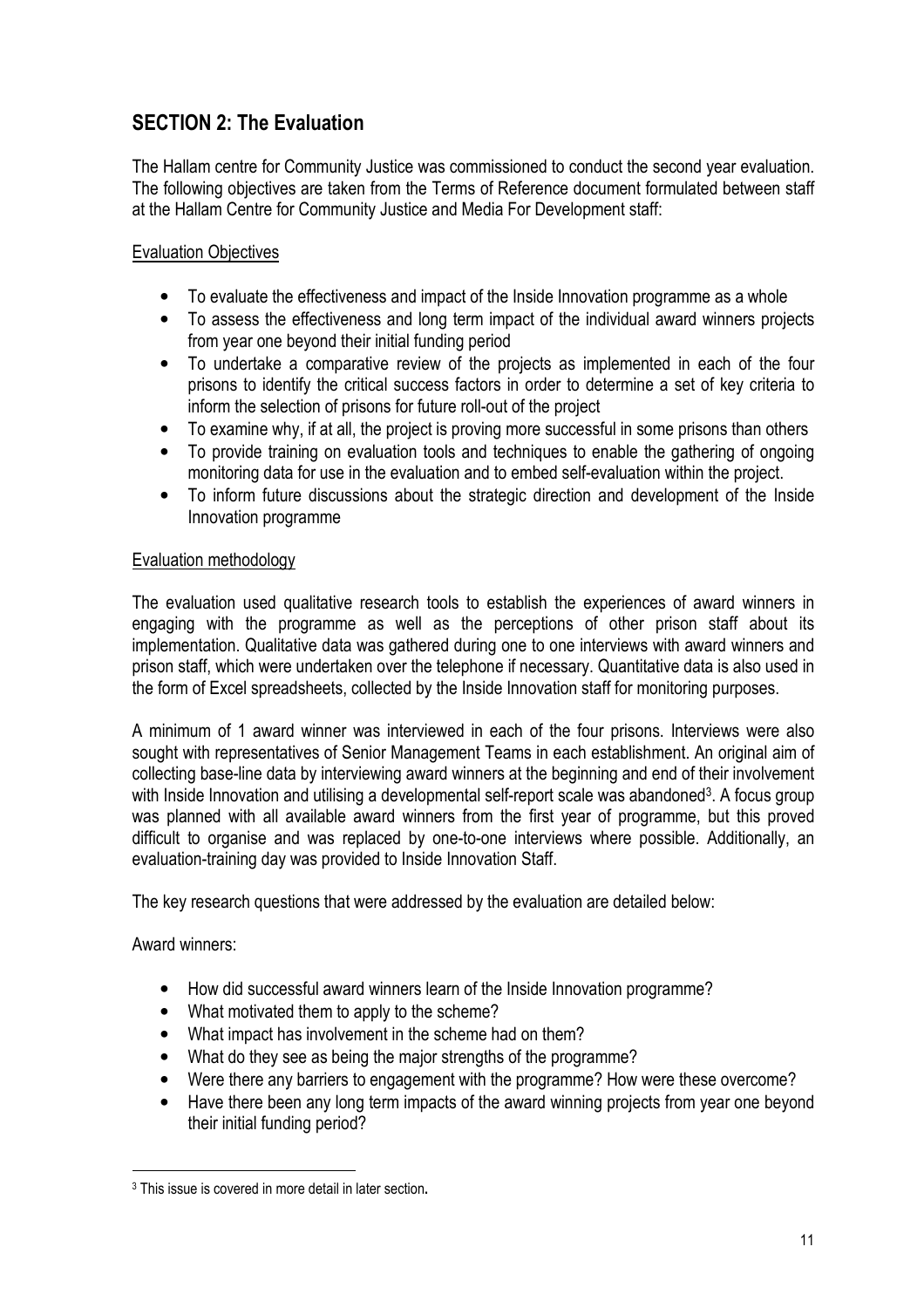## SECTION 2: The Evaluation

The Hallam centre for Community Justice was commissioned to conduct the second year evaluation. The following objectives are taken from the Terms of Reference document formulated between staff at the Hallam Centre for Community Justice and Media For Development staff:

Evaluation Objectives

- To evaluate the effectiveness and impact of the Inside Innovation programme as a whole
- To assess the effectiveness and long term impact of the individual award winners projects from year one beyond their initial funding period
- To undertake a comparative review of the projects as implemented in each of the four prisons to identify the critical success factors in order to determine a set of key criteria to inform the selection of prisons for future roll-out of the project
- To examine why, if at all, the project is proving more successful in some prisons than others
- To provide training on evaluation tools and techniques to enable the gathering of ongoing monitoring data for use in the evaluation and to embed self-evaluation within the project.
- To inform future discussions about the strategic direction and development of the Inside Innovation programme

Evaluation methodology

The evaluation used qualitative research tools to establish the experiences of award winners in engaging with the programme as well as the perceptions of other prison staff about its implementation. Qualitative data was gathered during one to one interviews with award winners and prison staff, which were undertaken over the telephone if necessary. Quantitative data is also used in the form of Excel spreadsheets, collected by the Inside Innovation staff for monitoring purposes.

A minimum of 1 award winner was interviewed in each of the four prisons. Interviews were also sought with representatives of Senior Management Teams in each establishment. An original aim of collecting base-line data by interviewing award winners at the beginning and end of their involvement with Inside Innovation and utilising a developmental self-report scale was abandoned[3]. A focus group was planned with all available award winners from the first year of programme, but this proved difficult to organise and was replaced by one-to-one interviews where possible. Additionally, an evaluation-training day was provided to Inside Innovation Staff.

The key research questions that were addressed by the evaluation are detailed below:

Award winners:

- How did successful award winners learn of the Inside Innovation programme?
- What motivated them to apply to the scheme?
- What impact has involvement in the scheme had on them?
- What do they see as being the major strengths of the programme?
- Were there any barriers to engagement with the programme? How were these overcome?
- Have there been any long term impacts of the award winning projects from year one beyond their initial funding period?

[3] This issue is covered in more detail in later section.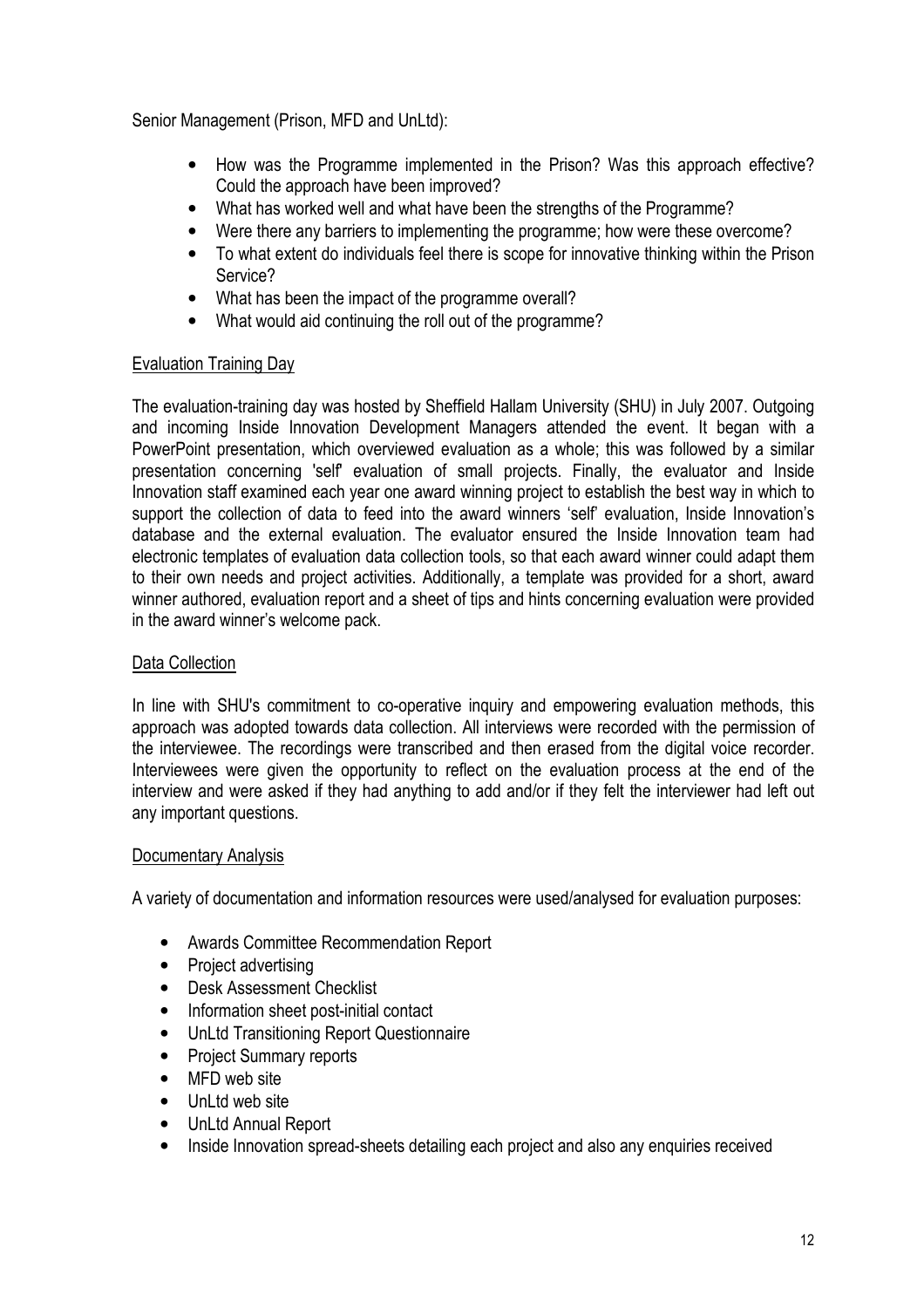Senior Management (Prison, MFD and UnLtd):

- How was the Programme implemented in the Prison? Was this approach effective? Could the approach have been improved?
- What has worked well and what have been the strengths of the Programme?
- Were there any barriers to implementing the programme; how were these overcome?
- To what extent do individuals feel there is scope for innovative thinking within the Prison Service?
- What has been the impact of the programme overall?
- What would aid continuing the roll out of the programme?

<u>Evaluation Training Day</u>

The evaluation-training day was hosted by Sheffield Hallam University (SHU) in July 2007. Outgoing and incoming Inside Innovation Development Managers attended the event. It began with a PowerPoint presentation, which overviewed evaluation as a whole; this was followed by a similar presentation concerning 'self' evaluation of small projects. Finally, the evaluator and Inside Innovation staff examined each year one award winning project to establish the best way in which to support the collection of data to feed into the award winners 'self' evaluation, Inside Innovation's database and the external evaluation. The evaluator ensured the Inside Innovation team had electronic templates of evaluation data collection tools, so that each award winner could adapt them to their own needs and project activities. Additionally, a template was provided for a short, award winner authored, evaluation report and a sheet of tips and hints concerning evaluation were provided in the award winner's welcome pack.

<u>Data Collection</u>

In line with SHU's commitment to co-operative inquiry and empowering evaluation methods, this approach was adopted towards data collection. All interviews were recorded with the permission of the interviewee. The recordings were transcribed and then erased from the digital voice recorder. Interviewees were given the opportunity to reflect on the evaluation process at the end of the interview and were asked if they had anything to add and/or if they felt the interviewer had left out any important questions.

<u>Documentary Analysis</u>

A variety of documentation and information resources were used/analysed for evaluation purposes:

- Awards Committee Recommendation Report
- Project advertising
- Desk Assessment Checklist
- Information sheet post-initial contact
- UnLtd Transitioning Report Questionnaire
- Project Summary reports
- MFD web site
- UnLtd web site
- UnLtd Annual Report
- Inside Innovation spread-sheets detailing each project and also any enquiries received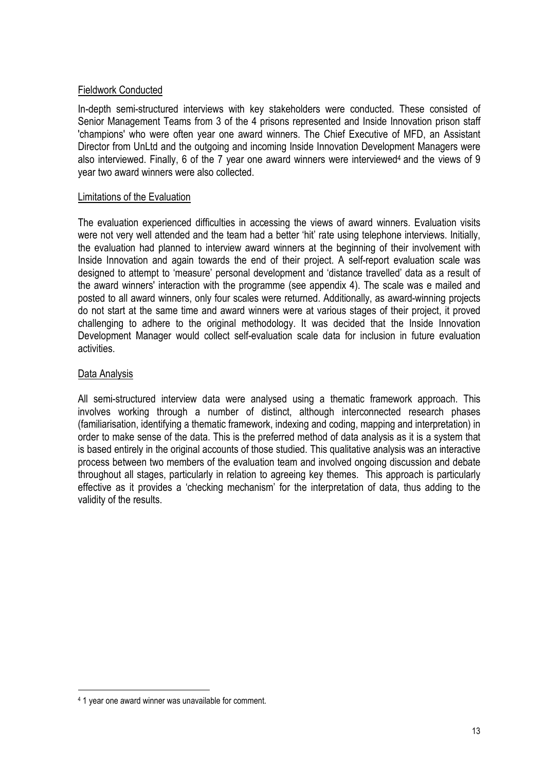### Fieldwork Conducted

In-depth semi-structured interviews with key stakeholders were conducted. These consisted of Senior Management Teams from 3 of the 4 prisons represented and Inside Innovation prison staff 'champions' who were often year one award winners. The Chief Executive of MFD, an Assistant Director from UnLtd and the outgoing and incoming Inside Innovation Development Managers were also interviewed. Finally, 6 of the 7 year one award winners were interviewed[4] and the views of 9 year two award winners were also collected.

### Limitations of the Evaluation

The evaluation experienced difficulties in accessing the views of award winners. Evaluation visits were not very well attended and the team had a better 'hit' rate using telephone interviews. Initially, the evaluation had planned to interview award winners at the beginning of their involvement with Inside Innovation and again towards the end of their project. A self-report evaluation scale was designed to attempt to 'measure' personal development and 'distance travelled' data as a result of the award winners' interaction with the programme (see appendix 4). The scale was e mailed and posted to all award winners, only four scales were returned. Additionally, as award-winning projects do not start at the same time and award winners were at various stages of their project, it proved challenging to adhere to the original methodology. It was decided that the Inside Innovation Development Manager would collect self-evaluation scale data for inclusion in future evaluation activities.

### Data Analysis

All semi-structured interview data were analysed using a thematic framework approach. This involves working through a number of distinct, although interconnected research phases (familiarisation, identifying a thematic framework, indexing and coding, mapping and interpretation) in order to make sense of the data. This is the preferred method of data analysis as it is a system that is based entirely in the original accounts of those studied. This qualitative analysis was an interactive process between two members of the evaluation team and involved ongoing discussion and debate throughout all stages, particularly in relation to agreeing key themes. This approach is particularly effective as it provides a 'checking mechanism' for the interpretation of data, thus adding to the validity of the results.

---

[4] 1 year one award winner was unavailable for comment.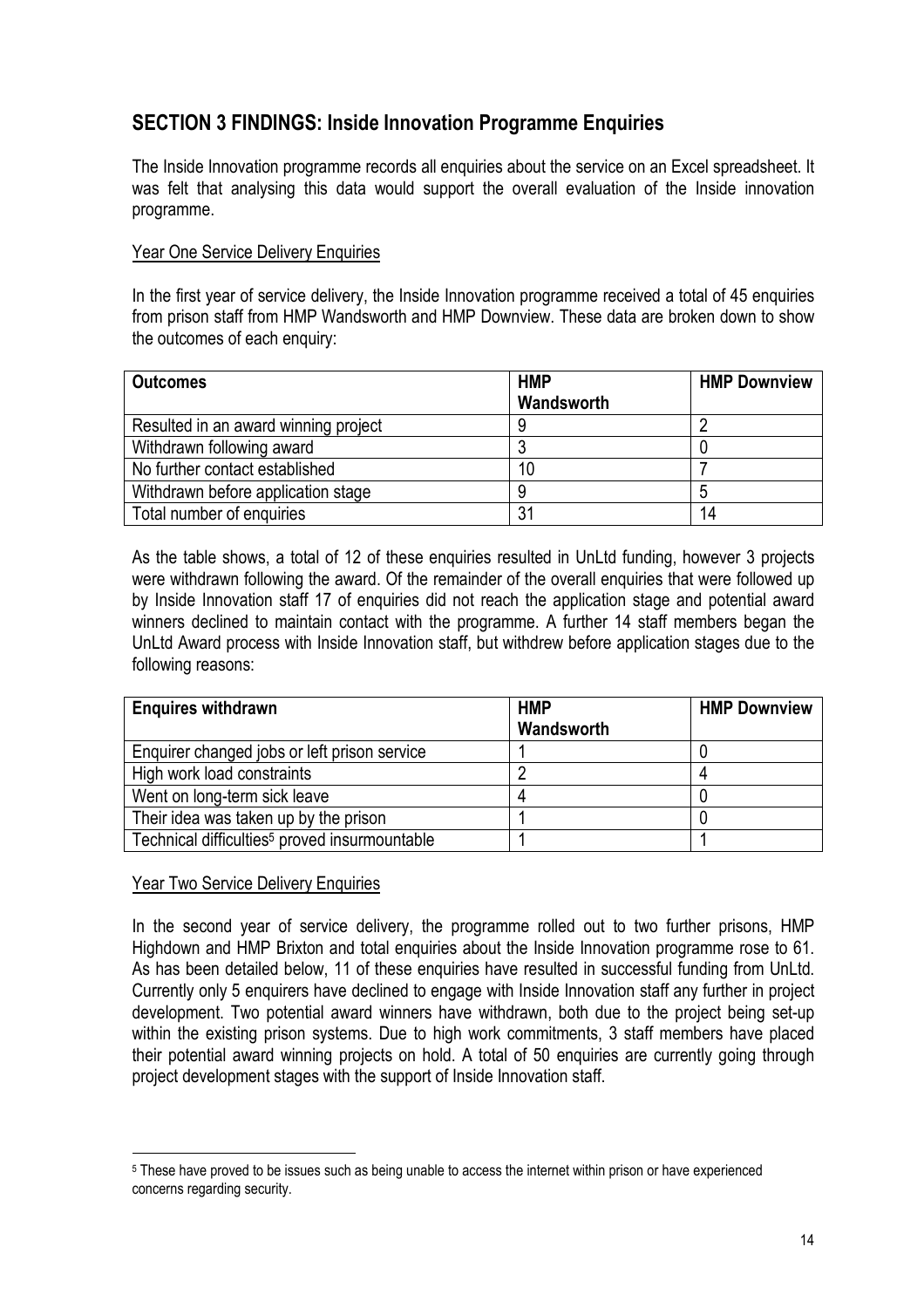## SECTION 3 FINDINGS: Inside Innovation Programme Enquiries

The Inside Innovation programme records all enquiries about the service on an Excel spreadsheet. It was felt that analysing this data would support the overall evaluation of the Inside innovation programme.

Year One Service Delivery Enquiries

In the first year of service delivery, the Inside Innovation programme received a total of 45 enquiries from prison staff from HMP Wandsworth and HMP Downview. These data are broken down to show the outcomes of each enquiry:

| Outcomes | HMP Wandsworth | HMP Downview |
|---|---|---|
| Resulted in an award winning project | 9 | 2 |
| Withdrawn following award | 3 | 0 |
| No further contact established | 10 | 7 |
| Withdrawn before application stage | 9 | 5 |
| Total number of enquiries | 31 | 14 |

As the table shows, a total of 12 of these enquiries resulted in UnLtd funding, however 3 projects were withdrawn following the award. Of the remainder of the overall enquiries that were followed up by Inside Innovation staff 17 of enquiries did not reach the application stage and potential award winners declined to maintain contact with the programme. A further 14 staff members began the UnLtd Award process with Inside Innovation staff, but withdrew before application stages due to the following reasons:

| Enquires withdrawn | HMP Wandsworth | HMP Downview |
|---|---|---|
| Enquirer changed jobs or left prison service | 1 | 0 |
| High work load constraints | 2 | 4 |
| Went on long-term sick leave | 4 | 0 |
| Their idea was taken up by the prison | 1 | 0 |
| Technical difficulties[5] proved insurmountable | 1 | 1 |

Year Two Service Delivery Enquiries

In the second year of service delivery, the programme rolled out to two further prisons, HMP Highdown and HMP Brixton and total enquiries about the Inside Innovation programme rose to 61. As has been detailed below, 11 of these enquiries have resulted in successful funding from UnLtd. Currently only 5 enquirers have declined to engage with Inside Innovation staff any further in project development. Two potential award winners have withdrawn, both due to the project being set-up within the existing prison systems. Due to high work commitments, 3 staff members have placed their potential award winning projects on hold. A total of 50 enquiries are currently going through project development stages with the support of Inside Innovation staff.

[5] These have proved to be issues such as being unable to access the internet within prison or have experienced concerns regarding security.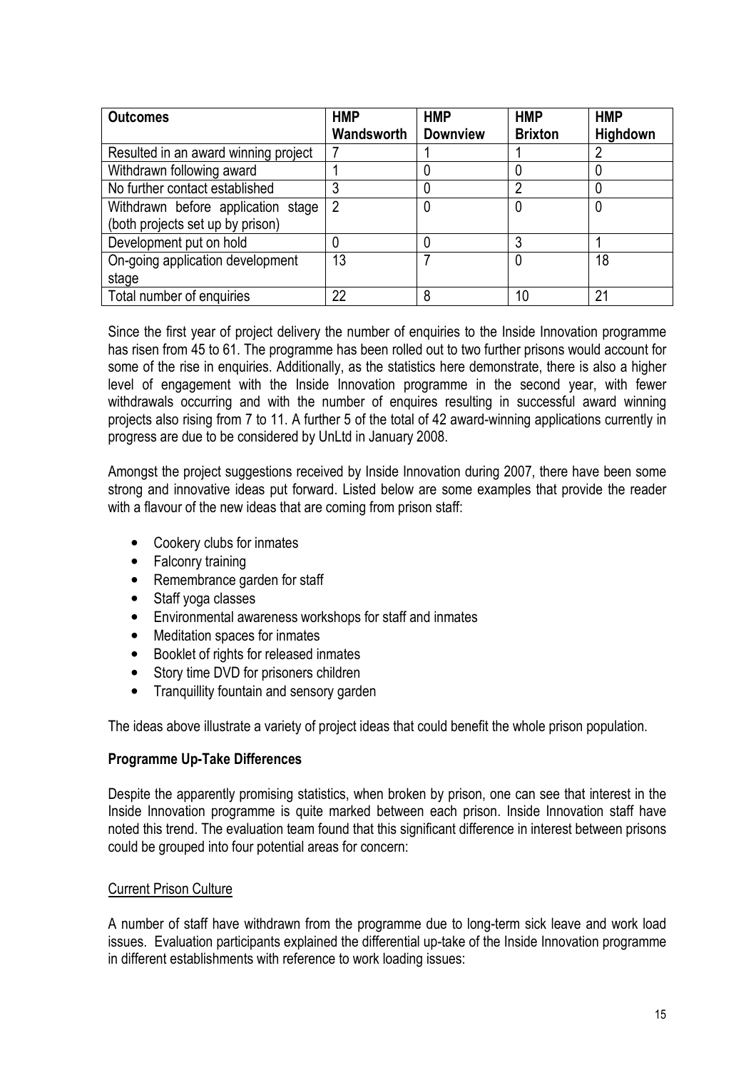| Outcomes | HMP Wandsworth | HMP Downview | HMP Brixton | HMP Highdown |
|---|---|---|---|---|
| Resulted in an award winning project | 7 | 1 | 1 | 2 |
| Withdrawn following award | 1 | 0 | 0 | 0 |
| No further contact established | 3 | 0 | 2 | 0 |
| Withdrawn before application stage (both projects set up by prison) | 2 | 0 | 0 | 0 |
| Development put on hold | 0 | 0 | 3 | 1 |
| On-going application development stage | 13 | 7 | 0 | 18 |
| Total number of enquiries | 22 | 8 | 10 | 21 |

Since the first year of project delivery the number of enquiries to the Inside Innovation programme has risen from 45 to 61. The programme has been rolled out to two further prisons would account for some of the rise in enquiries. Additionally, as the statistics here demonstrate, there is also a higher level of engagement with the Inside Innovation programme in the second year, with fewer withdrawals occurring and with the number of enquires resulting in successful award winning projects also rising from 7 to 11. A further 5 of the total of 42 award-winning applications currently in progress are due to be considered by UnLtd in January 2008.

Amongst the project suggestions received by Inside Innovation during 2007, there have been some strong and innovative ideas put forward. Listed below are some examples that provide the reader with a flavour of the new ideas that are coming from prison staff:

- Cookery clubs for inmates
- Falconry training
- Remembrance garden for staff
- Staff yoga classes
- Environmental awareness workshops for staff and inmates
- Meditation spaces for inmates
- Booklet of rights for released inmates
- Story time DVD for prisoners children
- Tranquillity fountain and sensory garden

The ideas above illustrate a variety of project ideas that could benefit the whole prison population.

**Programme Up-Take Differences**

Despite the apparently promising statistics, when broken by prison, one can see that interest in the Inside Innovation programme is quite marked between each prison. Inside Innovation staff have noted this trend. The evaluation team found that this significant difference in interest between prisons could be grouped into four potential areas for concern:

<u>Current Prison Culture</u>

A number of staff have withdrawn from the programme due to long-term sick leave and work load issues. Evaluation participants explained the differential up-take of the Inside Innovation programme in different establishments with reference to work loading issues: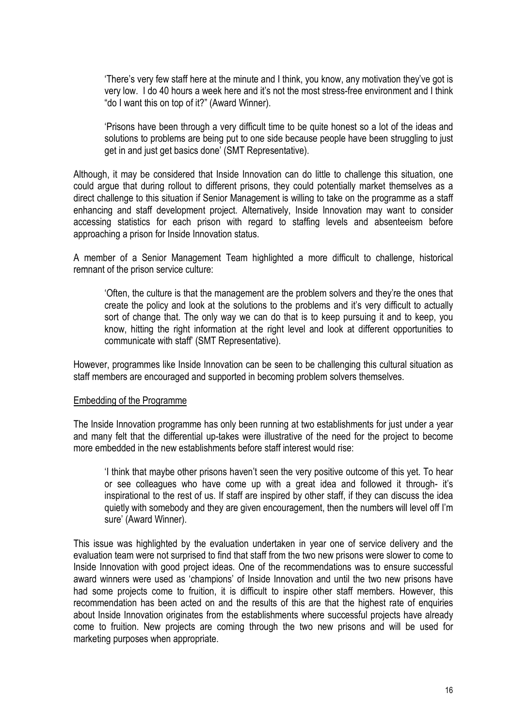> 'There's very few staff here at the minute and I think, you know, any motivation they've got is very low. I do 40 hours a week here and it's not the most stress-free environment and I think "do I want this on top of it?" (Award Winner).

> 'Prisons have been through a very difficult time to be quite honest so a lot of the ideas and solutions to problems are being put to one side because people have been struggling to just get in and just get basics done' (SMT Representative).

Although, it may be considered that Inside Innovation can do little to challenge this situation, one could argue that during rollout to different prisons, they could potentially market themselves as a direct challenge to this situation if Senior Management is willing to take on the programme as a staff enhancing and staff development project. Alternatively, Inside Innovation may want to consider accessing statistics for each prison with regard to staffing levels and absenteeism before approaching a prison for Inside Innovation status.

A member of a Senior Management Team highlighted a more difficult to challenge, historical remnant of the prison service culture:

> 'Often, the culture is that the management are the problem solvers and they're the ones that create the policy and look at the solutions to the problems and it's very difficult to actually sort of change that. The only way we can do that is to keep pursuing it and to keep, you know, hitting the right information at the right level and look at different opportunities to communicate with staff' (SMT Representative).

However, programmes like Inside Innovation can be seen to be challenging this cultural situation as staff members are encouraged and supported in becoming problem solvers themselves.

<u>Embedding of the Programme</u>

The Inside Innovation programme has only been running at two establishments for just under a year and many felt that the differential up-takes were illustrative of the need for the project to become more embedded in the new establishments before staff interest would rise:

> 'I think that maybe other prisons haven't seen the very positive outcome of this yet. To hear or see colleagues who have come up with a great idea and followed it through- it's inspirational to the rest of us. If staff are inspired by other staff, if they can discuss the idea quietly with somebody and they are given encouragement, then the numbers will level off I'm sure' (Award Winner).

This issue was highlighted by the evaluation undertaken in year one of service delivery and the evaluation team were not surprised to find that staff from the two new prisons were slower to come to Inside Innovation with good project ideas. One of the recommendations was to ensure successful award winners were used as 'champions' of Inside Innovation and until the two new prisons have had some projects come to fruition, it is difficult to inspire other staff members. However, this recommendation has been acted on and the results of this are that the highest rate of enquiries about Inside Innovation originates from the establishments where successful projects have already come to fruition. New projects are coming through the two new prisons and will be used for marketing purposes when appropriate.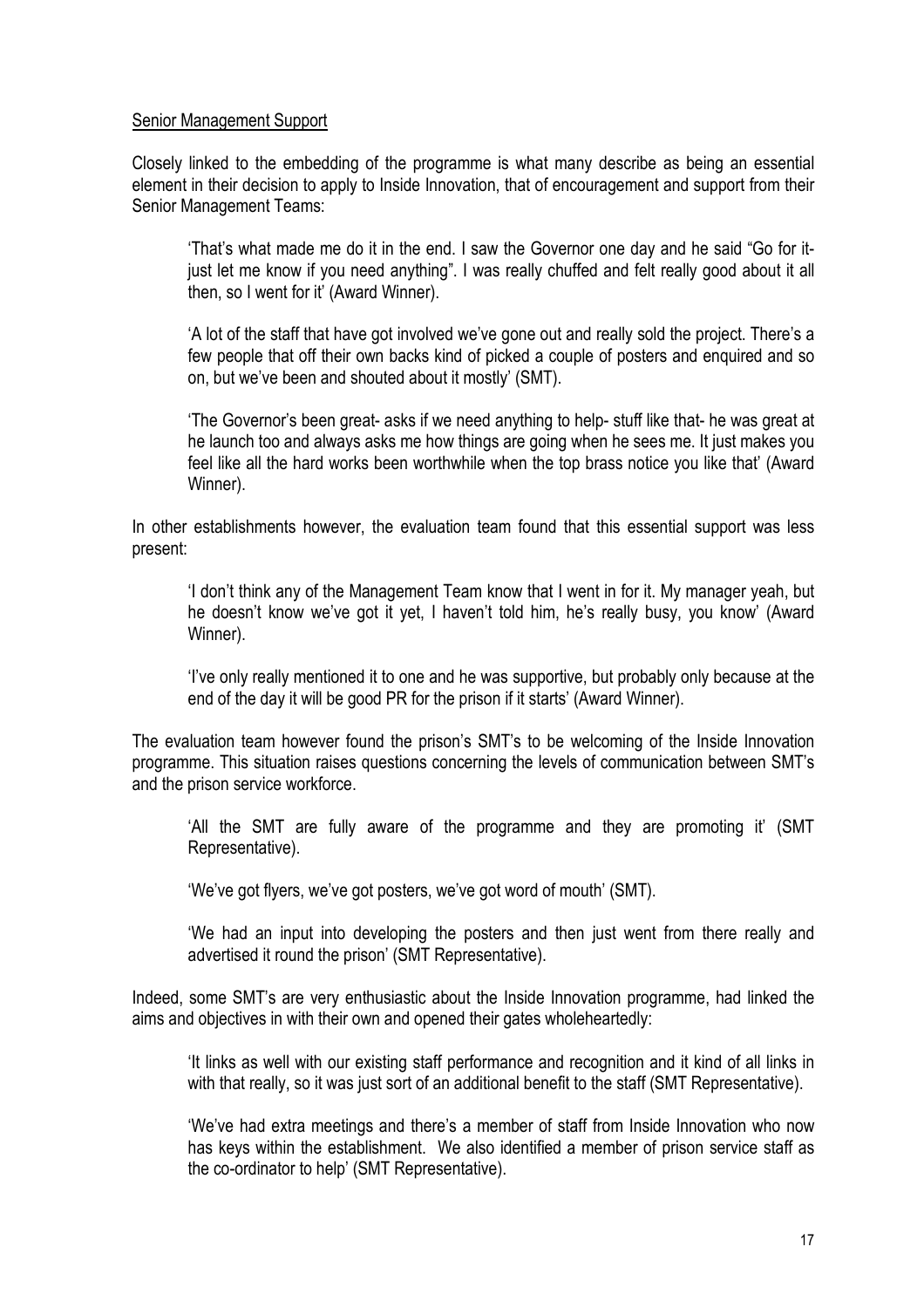Senior Management Support

Closely linked to the embedding of the programme is what many describe as being an essential element in their decision to apply to Inside Innovation, that of encouragement and support from their Senior Management Teams:

> 'That's what made me do it in the end. I saw the Governor one day and he said "Go for it- just let me know if you need anything". I was really chuffed and felt really good about it all then, so I went for it' (Award Winner).

> 'A lot of the staff that have got involved we've gone out and really sold the project. There's a few people that off their own backs kind of picked a couple of posters and enquired and so on, but we've been and shouted about it mostly' (SMT).

> 'The Governor's been great- asks if we need anything to help- stuff like that- he was great at he launch too and always asks me how things are going when he sees me. It just makes you feel like all the hard works been worthwhile when the top brass notice you like that' (Award Winner).

In other establishments however, the evaluation team found that this essential support was less present:

> 'I don't think any of the Management Team know that I went in for it. My manager yeah, but he doesn't know we've got it yet, I haven't told him, he's really busy, you know' (Award Winner).

> 'I've only really mentioned it to one and he was supportive, but probably only because at the end of the day it will be good PR for the prison if it starts' (Award Winner).

The evaluation team however found the prison's SMT's to be welcoming of the Inside Innovation programme. This situation raises questions concerning the levels of communication between SMT's and the prison service workforce.

> 'All the SMT are fully aware of the programme and they are promoting it' (SMT Representative).

> 'We've got flyers, we've got posters, we've got word of mouth' (SMT).

> 'We had an input into developing the posters and then just went from there really and advertised it round the prison' (SMT Representative).

Indeed, some SMT's are very enthusiastic about the Inside Innovation programme, had linked the aims and objectives in with their own and opened their gates wholeheartedly:

> 'It links as well with our existing staff performance and recognition and it kind of all links in with that really, so it was just sort of an additional benefit to the staff (SMT Representative).

> 'We've had extra meetings and there's a member of staff from Inside Innovation who now has keys within the establishment. We also identified a member of prison service staff as the co-ordinator to help' (SMT Representative).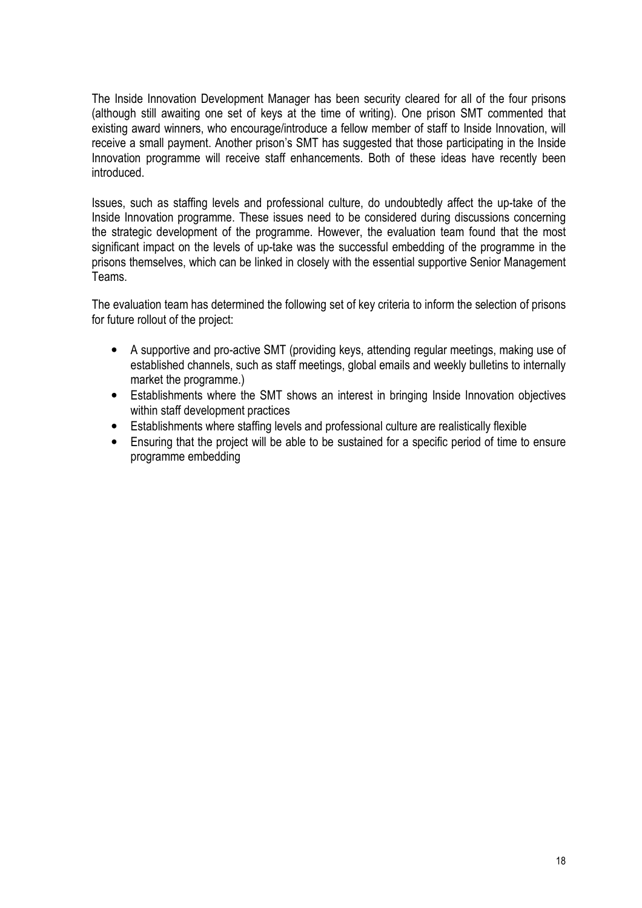The Inside Innovation Development Manager has been security cleared for all of the four prisons (although still awaiting one set of keys at the time of writing). One prison SMT commented that existing award winners, who encourage/introduce a fellow member of staff to Inside Innovation, will receive a small payment. Another prison's SMT has suggested that those participating in the Inside Innovation programme will receive staff enhancements. Both of these ideas have recently been introduced.

Issues, such as staffing levels and professional culture, do undoubtedly affect the up-take of the Inside Innovation programme. These issues need to be considered during discussions concerning the strategic development of the programme. However, the evaluation team found that the most significant impact on the levels of up-take was the successful embedding of the programme in the prisons themselves, which can be linked in closely with the essential supportive Senior Management Teams.

The evaluation team has determined the following set of key criteria to inform the selection of prisons for future rollout of the project:

- A supportive and pro-active SMT (providing keys, attending regular meetings, making use of established channels, such as staff meetings, global emails and weekly bulletins to internally market the programme.)
- Establishments where the SMT shows an interest in bringing Inside Innovation objectives within staff development practices
- Establishments where staffing levels and professional culture are realistically flexible
- Ensuring that the project will be able to be sustained for a specific period of time to ensure programme embedding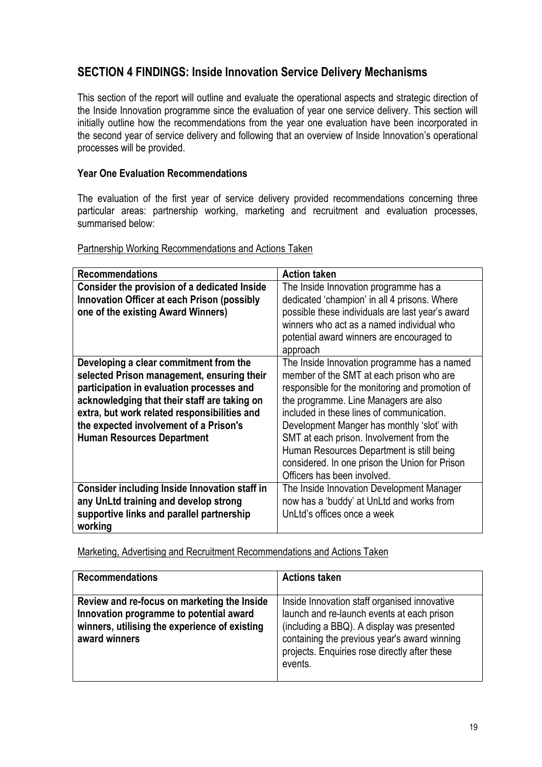## SECTION 4 FINDINGS: Inside Innovation Service Delivery Mechanisms

This section of the report will outline and evaluate the operational aspects and strategic direction of the Inside Innovation programme since the evaluation of year one service delivery. This section will initially outline how the recommendations from the year one evaluation have been incorporated in the second year of service delivery and following that an overview of Inside Innovation's operational processes will be provided.

### Year One Evaluation Recommendations

The evaluation of the first year of service delivery provided recommendations concerning three particular areas: partnership working, marketing and recruitment and evaluation processes, summarised below:

Partnership Working Recommendations and Actions Taken

| Recommendations | Action taken |
|---|---|
| **Consider the provision of a dedicated Inside Innovation Officer at each Prison (possibly one of the existing Award Winners)** | The Inside Innovation programme has a dedicated 'champion' in all 4 prisons. Where possible these individuals are last year's award winners who act as a named individual who potential award winners are encouraged to approach |
| **Developing a clear commitment from the selected Prison management, ensuring their participation in evaluation processes and acknowledging that their staff are taking on extra, but work related responsibilities and the expected involvement of a Prison's Human Resources Department** | The Inside Innovation programme has a named member of the SMT at each prison who are responsible for the monitoring and promotion of the programme. Line Managers are also included in these lines of communication. Development Manger has monthly 'slot' with SMT at each prison. Involvement from the Human Resources Department is still being considered. In one prison the Union for Prison Officers has been involved. |
| **Consider including Inside Innovation staff in any UnLtd training and develop strong supportive links and parallel partnership working** | The Inside Innovation Development Manager now has a 'buddy' at UnLtd and works from UnLtd's offices once a week |

Marketing, Advertising and Recruitment Recommendations and Actions Taken

| Recommendations | Actions taken |
|---|---|
| **Review and re-focus on marketing the Inside Innovation programme to potential award winners, utilising the experience of existing award winners** | Inside Innovation staff organised innovative launch and re-launch events at each prison (including a BBQ). A display was presented containing the previous year's award winning projects. Enquiries rose directly after these events. |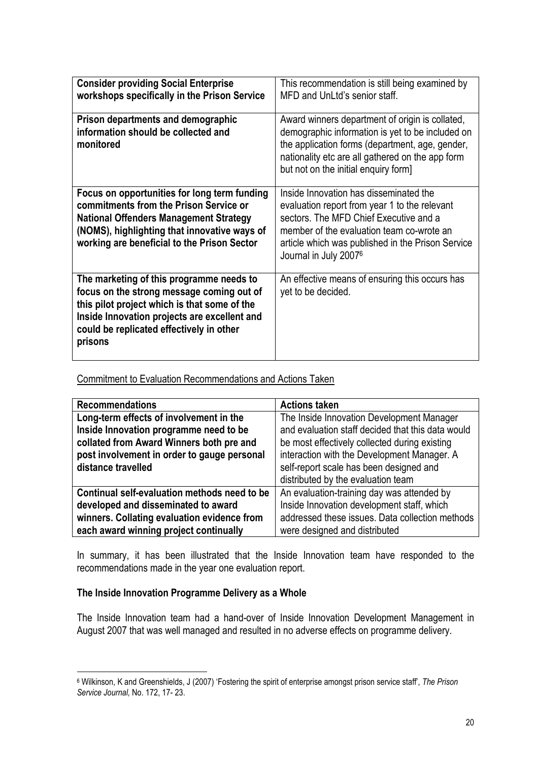| | |
|---|---|
| **Consider providing Social Enterprise workshops specifically in the Prison Service** | This recommendation is still being examined by MFD and UnLtd's senior staff. |
| **Prison departments and demographic information should be collected and monitored** | Award winners department of origin is collated, demographic information is yet to be included on the application forms (department, age, gender, nationality etc are all gathered on the app form but not on the initial enquiry form] |
| **Focus on opportunities for long term funding commitments from the Prison Service or National Offenders Management Strategy (NOMS), highlighting that innovative ways of working are beneficial to the Prison Sector** | Inside Innovation has disseminated the evaluation report from year 1 to the relevant sectors. The MFD Chief Executive and a member of the evaluation team co-wrote an article which was published in the Prison Service Journal in July 2007[6] |
| **The marketing of this programme needs to focus on the strong message coming out of this pilot project which is that some of the Inside Innovation projects are excellent and could be replicated effectively in other prisons** | An effective means of ensuring this occurs has yet to be decided. |

Commitment to Evaluation Recommendations and Actions Taken

| **Recommendations** | **Actions taken** |
|---|---|
| **Long-term effects of involvement in the Inside Innovation programme need to be collated from Award Winners both pre and post involvement in order to gauge personal distance travelled** | The Inside Innovation Development Manager and evaluation staff decided that this data would be most effectively collected during existing interaction with the Development Manager. A self-report scale has been designed and distributed by the evaluation team |
| **Continual self-evaluation methods need to be developed and disseminated to award winners. Collating evaluation evidence from each award winning project continually** | An evaluation-training day was attended by Inside Innovation development staff, which addressed these issues. Data collection methods were designed and distributed |

In summary, it has been illustrated that the Inside Innovation team have responded to the recommendations made in the year one evaluation report.

**The Inside Innovation Programme Delivery as a Whole**

The Inside Innovation team had a hand-over of Inside Innovation Development Management in August 2007 that was well managed and resulted in no adverse effects on programme delivery.

[6] Wilkinson, K and Greenshields, J (2007) 'Fostering the spirit of enterprise amongst prison service staff', *The Prison Service Journal,* No. 172, 17- 23.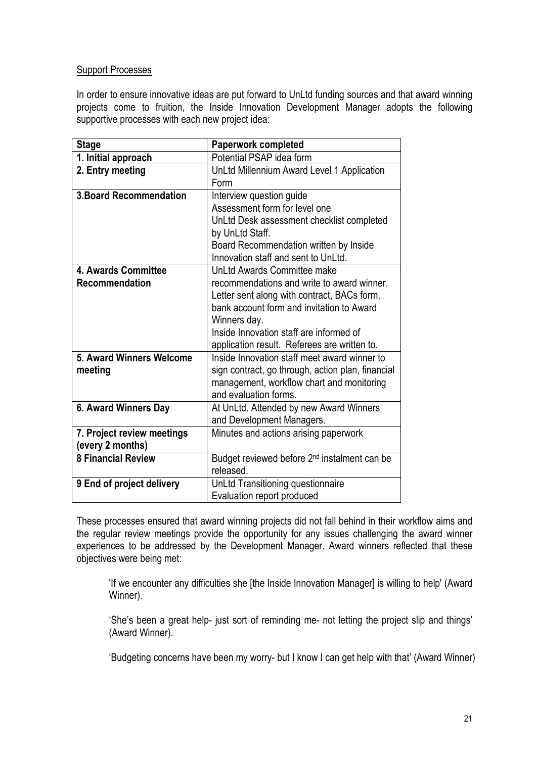Support Processes

In order to ensure innovative ideas are put forward to UnLtd funding sources and that award winning projects come to fruition, the Inside Innovation Development Manager adopts the following supportive processes with each new project idea:

| Stage | Paperwork completed |
|---|---|
| **1. Initial approach** | Potential PSAP idea form |
| **2. Entry meeting** | UnLtd Millennium Award Level 1 Application Form |
| **3.Board Recommendation** | Interview question guide<br>Assessment form for level one<br>UnLtd Desk assessment checklist completed by UnLtd Staff.<br>Board Recommendation written by Inside Innovation staff and sent to UnLtd. |
| **4. Awards Committee Recommendation** | UnLtd Awards Committee make recommendations and write to award winner. Letter sent along with contract, BACs form, bank account form and invitation to Award Winners day.<br>Inside Innovation staff are informed of application result. Referees are written to. |
| **5. Award Winners Welcome meeting** | Inside Innovation staff meet award winner to sign contract, go through, action plan, financial management, workflow chart and monitoring and evaluation forms. |
| **6. Award Winners Day** | At UnLtd. Attended by new Award Winners and Development Managers. |
| **7. Project review meetings (every 2 months)** | Minutes and actions arising paperwork |
| **8 Financial Review** | Budget reviewed before 2nd instalment can be released. |
| **9 End of project delivery** | UnLtd Transitioning questionnaire<br>Evaluation report produced |

These processes ensured that award winning projects did not fall behind in their workflow aims and the regular review meetings provide the opportunity for any issues challenging the award winner experiences to be addressed by the Development Manager. Award winners reflected that these objectives were being met:

> 'If we encounter any difficulties she [the Inside Innovation Manager] is willing to help' (Award Winner).
>
> 'She's been a great help- just sort of reminding me- not letting the project slip and things' (Award Winner).
>
> 'Budgeting concerns have been my worry- but I know I can get help with that' (Award Winner)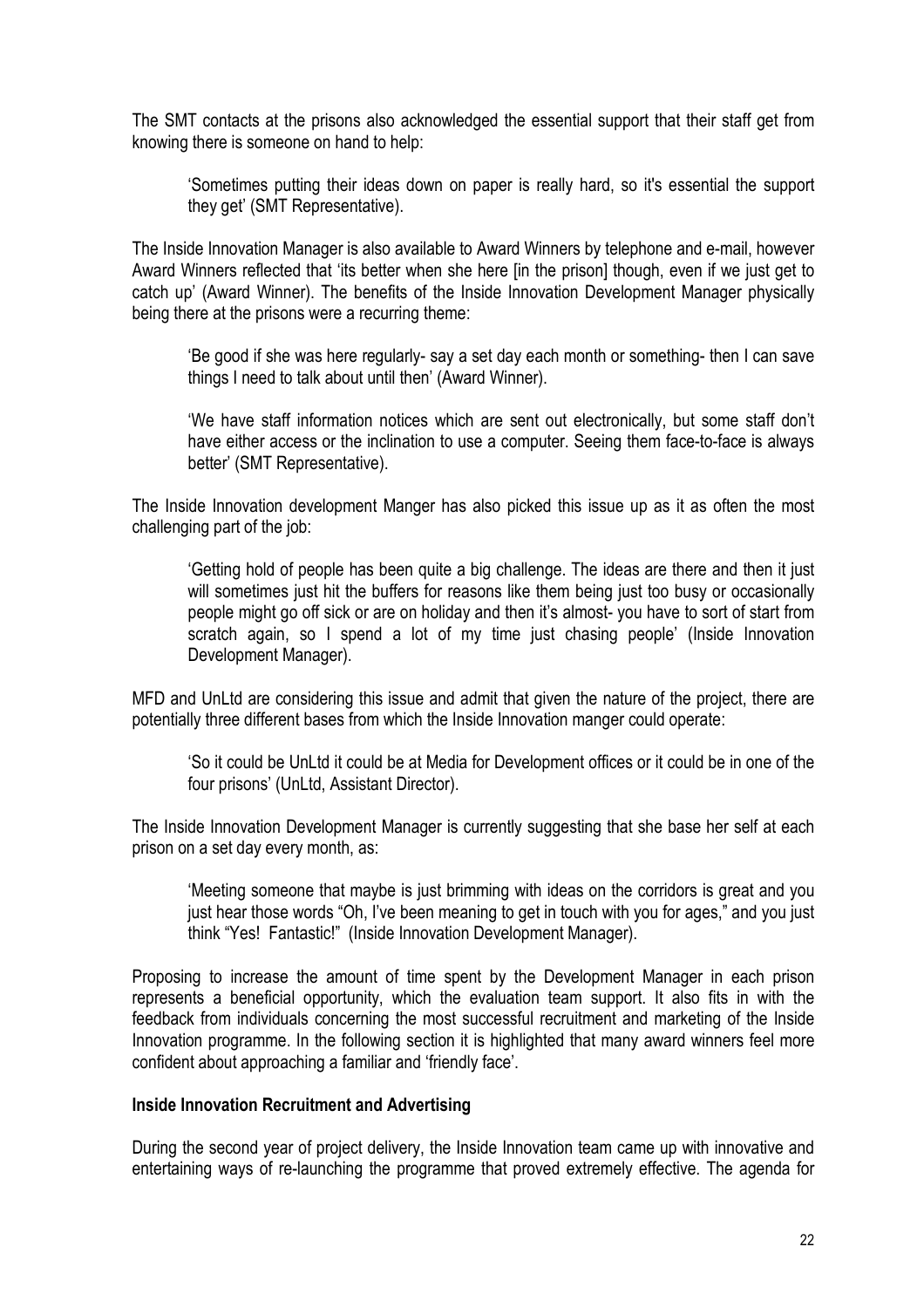The SMT contacts at the prisons also acknowledged the essential support that their staff get from knowing there is someone on hand to help:

> 'Sometimes putting their ideas down on paper is really hard, so it's essential the support they get' (SMT Representative).

The Inside Innovation Manager is also available to Award Winners by telephone and e-mail, however Award Winners reflected that 'its better when she here [in the prison] though, even if we just get to catch up' (Award Winner). The benefits of the Inside Innovation Development Manager physically being there at the prisons were a recurring theme:

> 'Be good if she was here regularly- say a set day each month or something- then I can save things I need to talk about until then' (Award Winner).

> 'We have staff information notices which are sent out electronically, but some staff don't have either access or the inclination to use a computer. Seeing them face-to-face is always better' (SMT Representative).

The Inside Innovation development Manger has also picked this issue up as it as often the most challenging part of the job:

> 'Getting hold of people has been quite a big challenge. The ideas are there and then it just will sometimes just hit the buffers for reasons like them being just too busy or occasionally people might go off sick or are on holiday and then it's almost- you have to sort of start from scratch again, so I spend a lot of my time just chasing people' (Inside Innovation Development Manager).

MFD and UnLtd are considering this issue and admit that given the nature of the project, there are potentially three different bases from which the Inside Innovation manger could operate:

> 'So it could be UnLtd it could be at Media for Development offices or it could be in one of the four prisons' (UnLtd, Assistant Director).

The Inside Innovation Development Manager is currently suggesting that she base her self at each prison on a set day every month, as:

> 'Meeting someone that maybe is just brimming with ideas on the corridors is great and you just hear those words "Oh, I've been meaning to get in touch with you for ages," and you just think "Yes! Fantastic!" (Inside Innovation Development Manager).

Proposing to increase the amount of time spent by the Development Manager in each prison represents a beneficial opportunity, which the evaluation team support. It also fits in with the feedback from individuals concerning the most successful recruitment and marketing of the Inside Innovation programme. In the following section it is highlighted that many award winners feel more confident about approaching a familiar and 'friendly face'.

### Inside Innovation Recruitment and Advertising

During the second year of project delivery, the Inside Innovation team came up with innovative and entertaining ways of re-launching the programme that proved extremely effective. The agenda for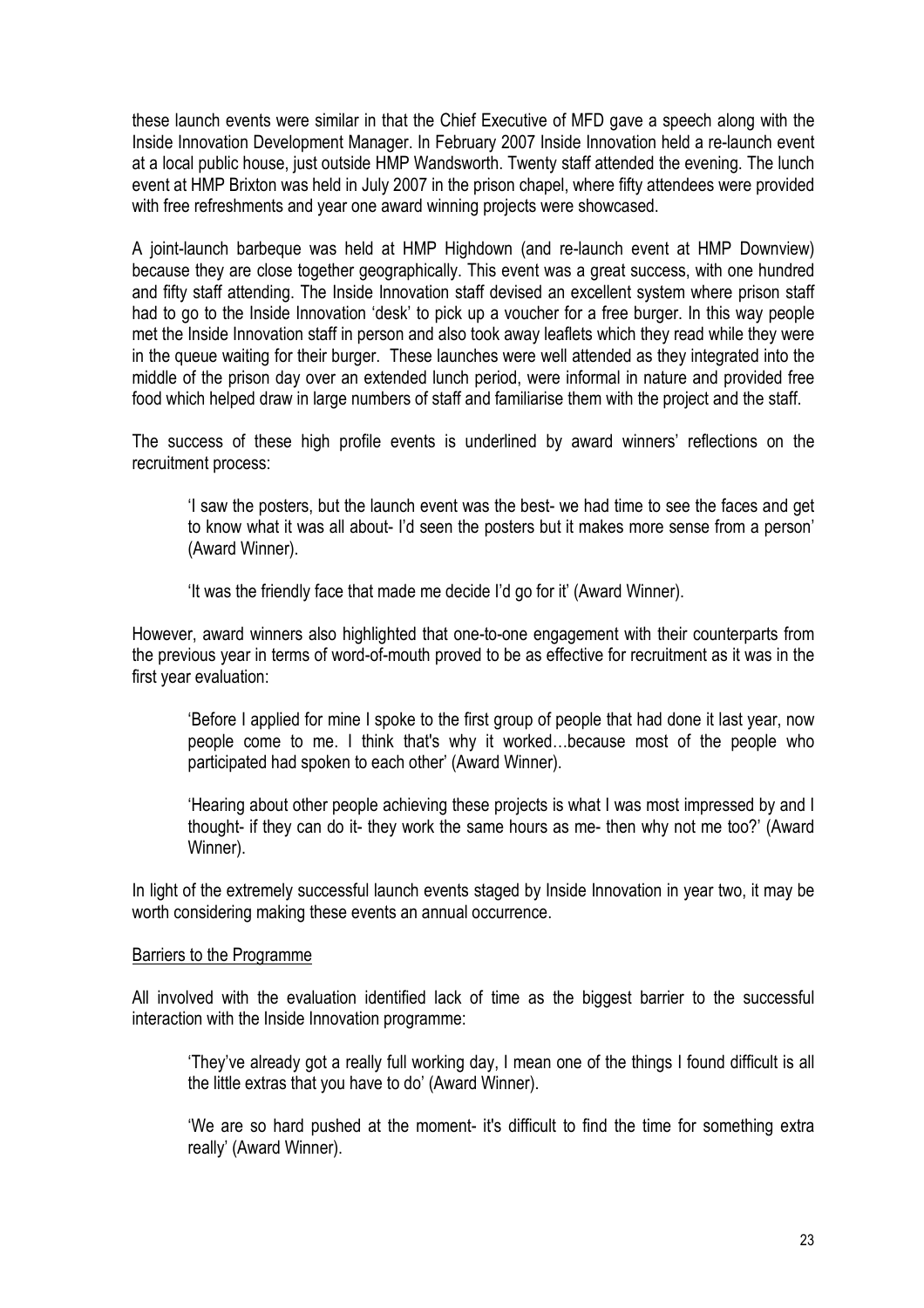these launch events were similar in that the Chief Executive of MFD gave a speech along with the Inside Innovation Development Manager. In February 2007 Inside Innovation held a re-launch event at a local public house, just outside HMP Wandsworth. Twenty staff attended the evening. The lunch event at HMP Brixton was held in July 2007 in the prison chapel, where fifty attendees were provided with free refreshments and year one award winning projects were showcased.

A joint-launch barbeque was held at HMP Highdown (and re-launch event at HMP Downview) because they are close together geographically. This event was a great success, with one hundred and fifty staff attending. The Inside Innovation staff devised an excellent system where prison staff had to go to the Inside Innovation 'desk' to pick up a voucher for a free burger. In this way people met the Inside Innovation staff in person and also took away leaflets which they read while they were in the queue waiting for their burger. These launches were well attended as they integrated into the middle of the prison day over an extended lunch period, were informal in nature and provided free food which helped draw in large numbers of staff and familiarise them with the project and the staff.

The success of these high profile events is underlined by award winners' reflections on the recruitment process:

> 'I saw the posters, but the launch event was the best- we had time to see the faces and get to know what it was all about- I'd seen the posters but it makes more sense from a person' (Award Winner).

> 'It was the friendly face that made me decide I'd go for it' (Award Winner).

However, award winners also highlighted that one-to-one engagement with their counterparts from the previous year in terms of word-of-mouth proved to be as effective for recruitment as it was in the first year evaluation:

> 'Before I applied for mine I spoke to the first group of people that had done it last year, now people come to me. I think that's why it worked…because most of the people who participated had spoken to each other' (Award Winner).

> 'Hearing about other people achieving these projects is what I was most impressed by and I thought- if they can do it- they work the same hours as me- then why not me too?' (Award Winner).

In light of the extremely successful launch events staged by Inside Innovation in year two, it may be worth considering making these events an annual occurrence.

<u>Barriers to the Programme</u>

All involved with the evaluation identified lack of time as the biggest barrier to the successful interaction with the Inside Innovation programme:

> 'They've already got a really full working day, I mean one of the things I found difficult is all the little extras that you have to do' (Award Winner).

> 'We are so hard pushed at the moment- it's difficult to find the time for something extra really' (Award Winner).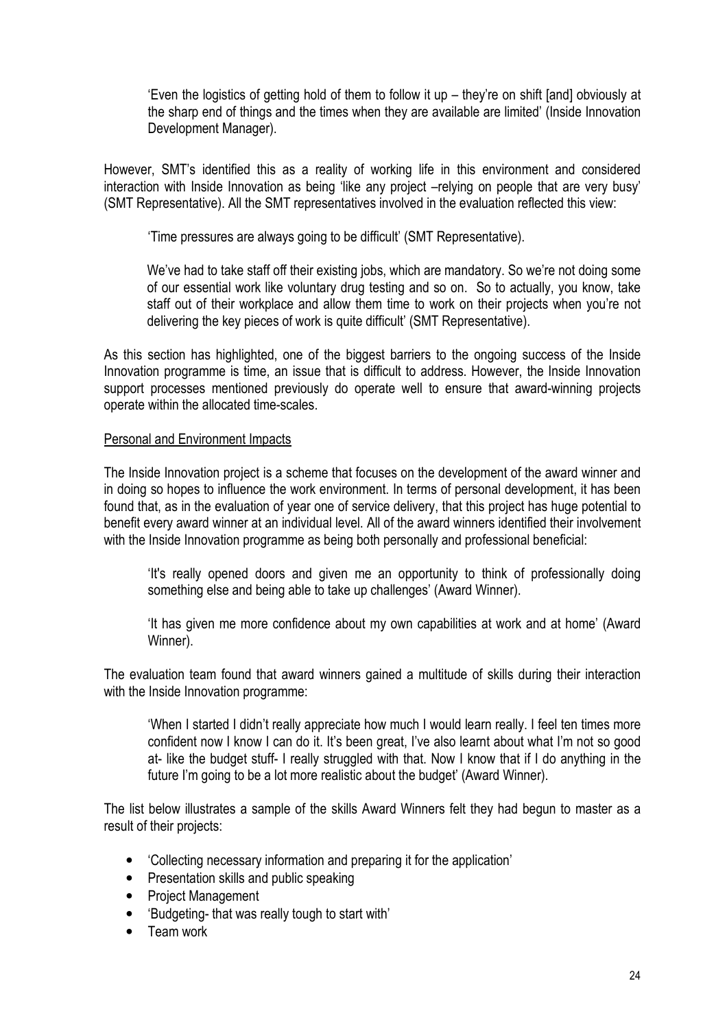> 'Even the logistics of getting hold of them to follow it up – they're on shift [and] obviously at the sharp end of things and the times when they are available are limited' (Inside Innovation Development Manager).

However, SMT's identified this as a reality of working life in this environment and considered interaction with Inside Innovation as being 'like any project –relying on people that are very busy' (SMT Representative). All the SMT representatives involved in the evaluation reflected this view:

> 'Time pressures are always going to be difficult' (SMT Representative).

> We've had to take staff off their existing jobs, which are mandatory. So we're not doing some of our essential work like voluntary drug testing and so on. So to actually, you know, take staff out of their workplace and allow them time to work on their projects when you're not delivering the key pieces of work is quite difficult' (SMT Representative).

As this section has highlighted, one of the biggest barriers to the ongoing success of the Inside Innovation programme is time, an issue that is difficult to address. However, the Inside Innovation support processes mentioned previously do operate well to ensure that award-winning projects operate within the allocated time-scales.

<u>Personal and Environment Impacts</u>

The Inside Innovation project is a scheme that focuses on the development of the award winner and in doing so hopes to influence the work environment. In terms of personal development, it has been found that, as in the evaluation of year one of service delivery, that this project has huge potential to benefit every award winner at an individual level. All of the award winners identified their involvement with the Inside Innovation programme as being both personally and professional beneficial:

> 'It's really opened doors and given me an opportunity to think of professionally doing something else and being able to take up challenges' (Award Winner).

> 'It has given me more confidence about my own capabilities at work and at home' (Award Winner).

The evaluation team found that award winners gained a multitude of skills during their interaction with the Inside Innovation programme:

> 'When I started I didn't really appreciate how much I would learn really. I feel ten times more confident now I know I can do it. It's been great, I've also learnt about what I'm not so good at- like the budget stuff- I really struggled with that. Now I know that if I do anything in the future I'm going to be a lot more realistic about the budget' (Award Winner).

The list below illustrates a sample of the skills Award Winners felt they had begun to master as a result of their projects:

- 'Collecting necessary information and preparing it for the application'
- Presentation skills and public speaking
- Project Management
- 'Budgeting- that was really tough to start with'
- Team work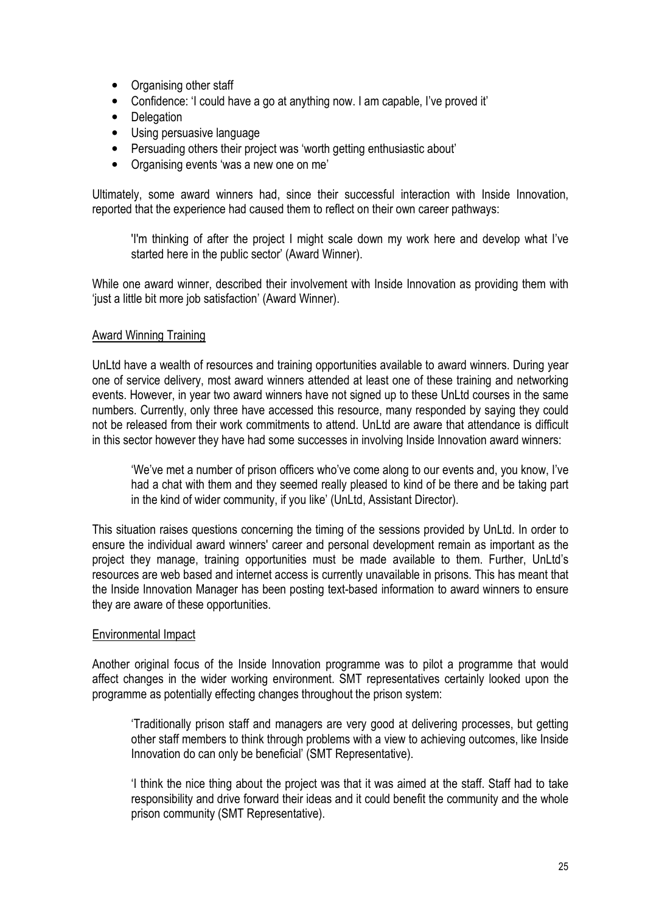- Organising other staff
- Confidence: 'I could have a go at anything now. I am capable, I've proved it'
- Delegation
- Using persuasive language
- Persuading others their project was 'worth getting enthusiastic about'
- Organising events 'was a new one on me'

Ultimately, some award winners had, since their successful interaction with Inside Innovation, reported that the experience had caused them to reflect on their own career pathways:

> 'I'm thinking of after the project I might scale down my work here and develop what I've started here in the public sector' (Award Winner).

While one award winner, described their involvement with Inside Innovation as providing them with 'just a little bit more job satisfaction' (Award Winner).

<u>Award Winning Training</u>

UnLtd have a wealth of resources and training opportunities available to award winners. During year one of service delivery, most award winners attended at least one of these training and networking events. However, in year two award winners have not signed up to these UnLtd courses in the same numbers. Currently, only three have accessed this resource, many responded by saying they could not be released from their work commitments to attend. UnLtd are aware that attendance is difficult in this sector however they have had some successes in involving Inside Innovation award winners:

> 'We've met a number of prison officers who've come along to our events and, you know, I've had a chat with them and they seemed really pleased to kind of be there and be taking part in the kind of wider community, if you like' (UnLtd, Assistant Director).

This situation raises questions concerning the timing of the sessions provided by UnLtd. In order to ensure the individual award winners' career and personal development remain as important as the project they manage, training opportunities must be made available to them. Further, UnLtd's resources are web based and internet access is currently unavailable in prisons. This has meant that the Inside Innovation Manager has been posting text-based information to award winners to ensure they are aware of these opportunities.

<u>Environmental Impact</u>

Another original focus of the Inside Innovation programme was to pilot a programme that would affect changes in the wider working environment. SMT representatives certainly looked upon the programme as potentially effecting changes throughout the prison system:

> 'Traditionally prison staff and managers are very good at delivering processes, but getting other staff members to think through problems with a view to achieving outcomes, like Inside Innovation do can only be beneficial' (SMT Representative).

> 'I think the nice thing about the project was that it was aimed at the staff. Staff had to take responsibility and drive forward their ideas and it could benefit the community and the whole prison community (SMT Representative).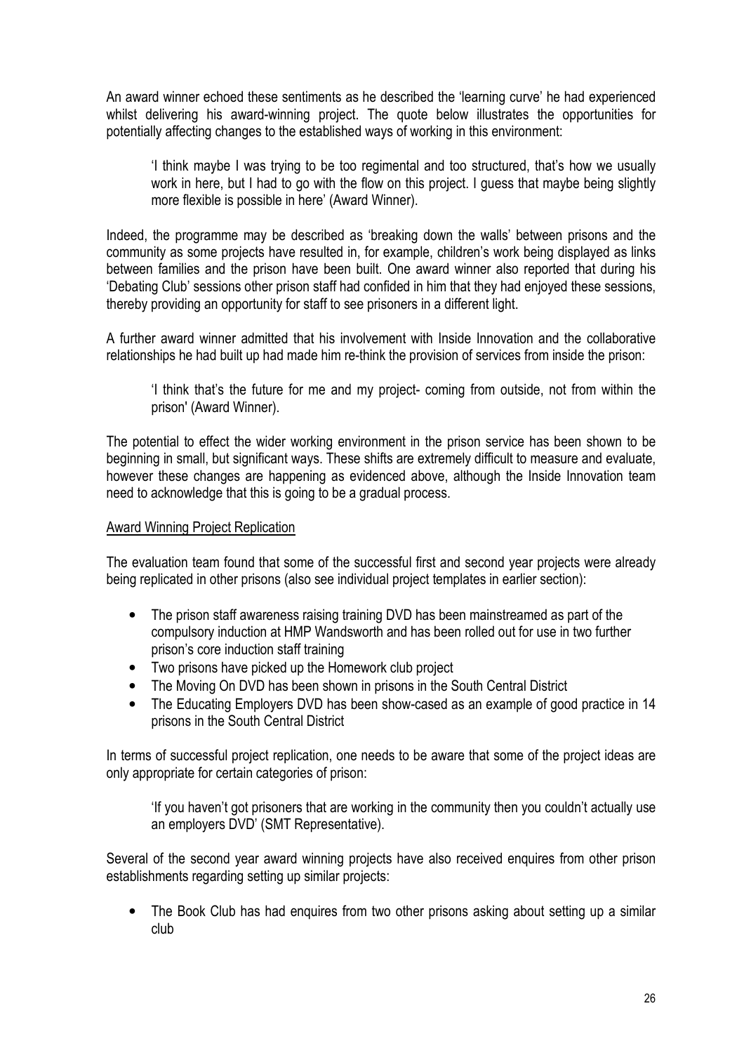An award winner echoed these sentiments as he described the 'learning curve' he had experienced whilst delivering his award-winning project. The quote below illustrates the opportunities for potentially affecting changes to the established ways of working in this environment:

> 'I think maybe I was trying to be too regimental and too structured, that's how we usually work in here, but I had to go with the flow on this project. I guess that maybe being slightly more flexible is possible in here' (Award Winner).

Indeed, the programme may be described as 'breaking down the walls' between prisons and the community as some projects have resulted in, for example, children's work being displayed as links between families and the prison have been built. One award winner also reported that during his 'Debating Club' sessions other prison staff had confided in him that they had enjoyed these sessions, thereby providing an opportunity for staff to see prisoners in a different light.

A further award winner admitted that his involvement with Inside Innovation and the collaborative relationships he had built up had made him re-think the provision of services from inside the prison:

> 'I think that's the future for me and my project- coming from outside, not from within the prison' (Award Winner).

The potential to effect the wider working environment in the prison service has been shown to be beginning in small, but significant ways. These shifts are extremely difficult to measure and evaluate, however these changes are happening as evidenced above, although the Inside Innovation team need to acknowledge that this is going to be a gradual process.

<u>Award Winning Project Replication</u>

The evaluation team found that some of the successful first and second year projects were already being replicated in other prisons (also see individual project templates in earlier section):

- The prison staff awareness raising training DVD has been mainstreamed as part of the compulsory induction at HMP Wandsworth and has been rolled out for use in two further prison's core induction staff training
- Two prisons have picked up the Homework club project
- The Moving On DVD has been shown in prisons in the South Central District
- The Educating Employers DVD has been show-cased as an example of good practice in 14 prisons in the South Central District

In terms of successful project replication, one needs to be aware that some of the project ideas are only appropriate for certain categories of prison:

> 'If you haven't got prisoners that are working in the community then you couldn't actually use an employers DVD' (SMT Representative).

Several of the second year award winning projects have also received enquires from other prison establishments regarding setting up similar projects:

- The Book Club has had enquires from two other prisons asking about setting up a similar club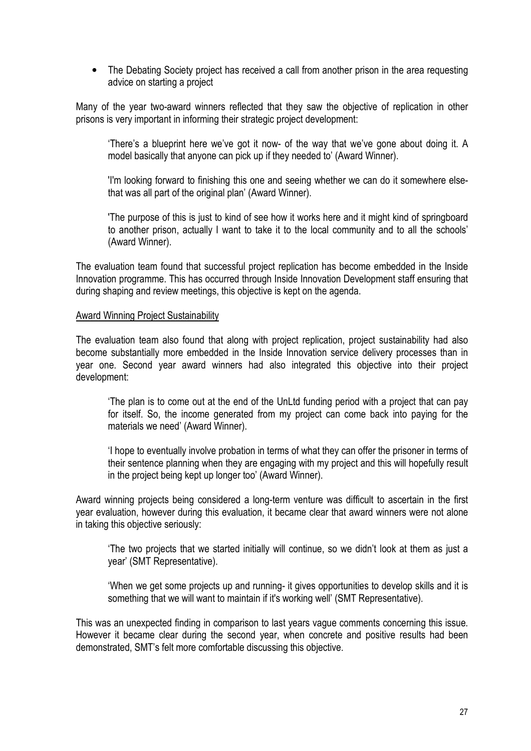- The Debating Society project has received a call from another prison in the area requesting advice on starting a project

Many of the year two-award winners reflected that they saw the objective of replication in other prisons is very important in informing their strategic project development:

> 'There's a blueprint here we've got it now- of the way that we've gone about doing it. A model basically that anyone can pick up if they needed to' (Award Winner).

> 'I'm looking forward to finishing this one and seeing whether we can do it somewhere else- that was all part of the original plan' (Award Winner).

> 'The purpose of this is just to kind of see how it works here and it might kind of springboard to another prison, actually I want to take it to the local community and to all the schools' (Award Winner).

The evaluation team found that successful project replication has become embedded in the Inside Innovation programme. This has occurred through Inside Innovation Development staff ensuring that during shaping and review meetings, this objective is kept on the agenda.

<u>Award Winning Project Sustainability</u>

The evaluation team also found that along with project replication, project sustainability had also become substantially more embedded in the Inside Innovation service delivery processes than in year one. Second year award winners had also integrated this objective into their project development:

> 'The plan is to come out at the end of the UnLtd funding period with a project that can pay for itself. So, the income generated from my project can come back into paying for the materials we need' (Award Winner).

> 'I hope to eventually involve probation in terms of what they can offer the prisoner in terms of their sentence planning when they are engaging with my project and this will hopefully result in the project being kept up longer too' (Award Winner).

Award winning projects being considered a long-term venture was difficult to ascertain in the first year evaluation, however during this evaluation, it became clear that award winners were not alone in taking this objective seriously:

> 'The two projects that we started initially will continue, so we didn't look at them as just a year' (SMT Representative).

> 'When we get some projects up and running- it gives opportunities to develop skills and it is something that we will want to maintain if it's working well' (SMT Representative).

This was an unexpected finding in comparison to last years vague comments concerning this issue. However it became clear during the second year, when concrete and positive results had been demonstrated, SMT's felt more comfortable discussing this objective.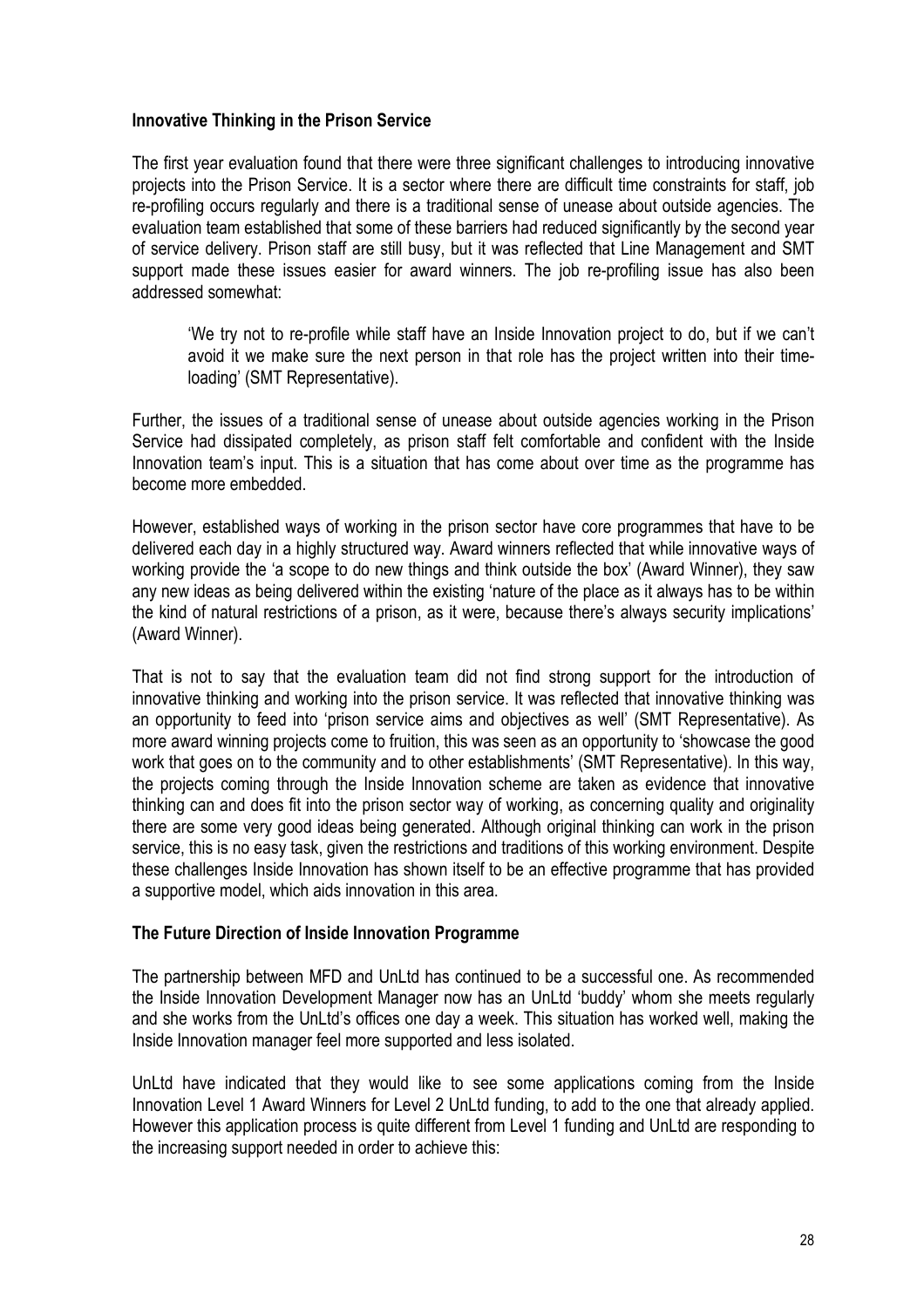**Innovative Thinking in the Prison Service**

The first year evaluation found that there were three significant challenges to introducing innovative projects into the Prison Service. It is a sector where there are difficult time constraints for staff, job re-profiling occurs regularly and there is a traditional sense of unease about outside agencies. The evaluation team established that some of these barriers had reduced significantly by the second year of service delivery. Prison staff are still busy, but it was reflected that Line Management and SMT support made these issues easier for award winners. The job re-profiling issue has also been addressed somewhat:

> 'We try not to re-profile while staff have an Inside Innovation project to do, but if we can't avoid it we make sure the next person in that role has the project written into their time-loading' (SMT Representative).

Further, the issues of a traditional sense of unease about outside agencies working in the Prison Service had dissipated completely, as prison staff felt comfortable and confident with the Inside Innovation team's input. This is a situation that has come about over time as the programme has become more embedded.

However, established ways of working in the prison sector have core programmes that have to be delivered each day in a highly structured way. Award winners reflected that while innovative ways of working provide the 'a scope to do new things and think outside the box' (Award Winner), they saw any new ideas as being delivered within the existing 'nature of the place as it always has to be within the kind of natural restrictions of a prison, as it were, because there's always security implications' (Award Winner).

That is not to say that the evaluation team did not find strong support for the introduction of innovative thinking and working into the prison service. It was reflected that innovative thinking was an opportunity to feed into 'prison service aims and objectives as well' (SMT Representative). As more award winning projects come to fruition, this was seen as an opportunity to 'showcase the good work that goes on to the community and to other establishments' (SMT Representative). In this way, the projects coming through the Inside Innovation scheme are taken as evidence that innovative thinking can and does fit into the prison sector way of working, as concerning quality and originality there are some very good ideas being generated. Although original thinking can work in the prison service, this is no easy task, given the restrictions and traditions of this working environment. Despite these challenges Inside Innovation has shown itself to be an effective programme that has provided a supportive model, which aids innovation in this area.

**The Future Direction of Inside Innovation Programme**

The partnership between MFD and UnLtd has continued to be a successful one. As recommended the Inside Innovation Development Manager now has an UnLtd 'buddy' whom she meets regularly and she works from the UnLtd's offices one day a week. This situation has worked well, making the Inside Innovation manager feel more supported and less isolated.

UnLtd have indicated that they would like to see some applications coming from the Inside Innovation Level 1 Award Winners for Level 2 UnLtd funding, to add to the one that already applied. However this application process is quite different from Level 1 funding and UnLtd are responding to the increasing support needed in order to achieve this: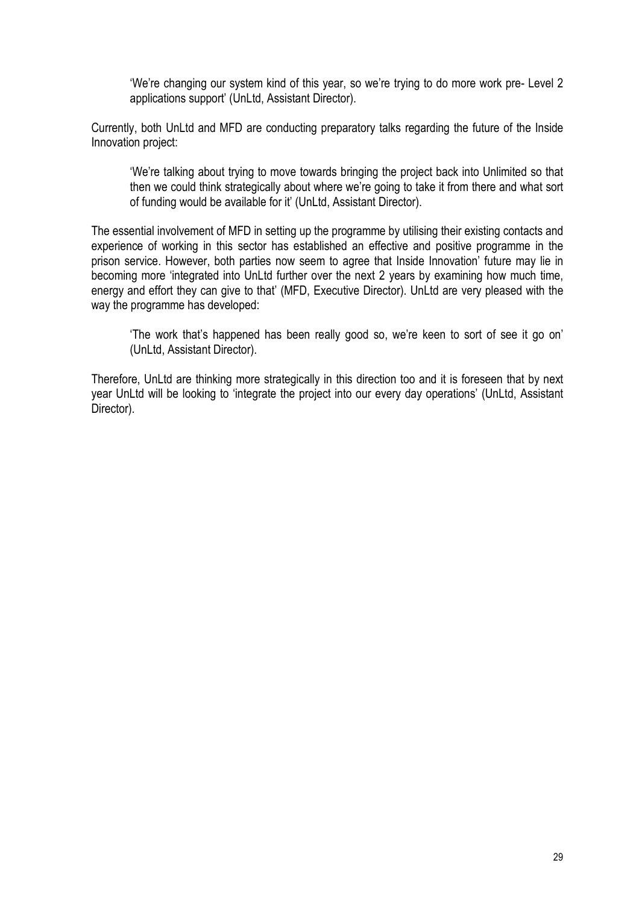> 'We're changing our system kind of this year, so we're trying to do more work pre- Level 2 applications support' (UnLtd, Assistant Director).

Currently, both UnLtd and MFD are conducting preparatory talks regarding the future of the Inside Innovation project:

> 'We're talking about trying to move towards bringing the project back into Unlimited so that then we could think strategically about where we're going to take it from there and what sort of funding would be available for it' (UnLtd, Assistant Director).

The essential involvement of MFD in setting up the programme by utilising their existing contacts and experience of working in this sector has established an effective and positive programme in the prison service. However, both parties now seem to agree that Inside Innovation' future may lie in becoming more 'integrated into UnLtd further over the next 2 years by examining how much time, energy and effort they can give to that' (MFD, Executive Director). UnLtd are very pleased with the way the programme has developed:

> 'The work that's happened has been really good so, we're keen to sort of see it go on' (UnLtd, Assistant Director).

Therefore, UnLtd are thinking more strategically in this direction too and it is foreseen that by next year UnLtd will be looking to 'integrate the project into our every day operations' (UnLtd, Assistant Director).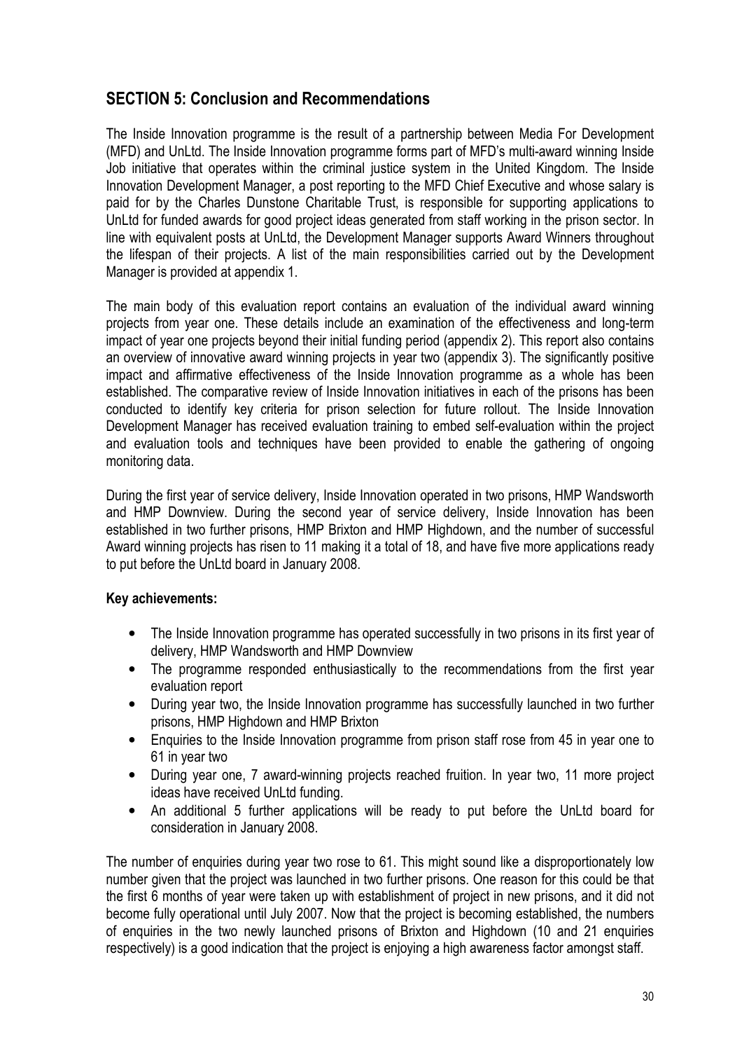## SECTION 5: Conclusion and Recommendations

The Inside Innovation programme is the result of a partnership between Media For Development (MFD) and UnLtd. The Inside Innovation programme forms part of MFD's multi-award winning Inside Job initiative that operates within the criminal justice system in the United Kingdom. The Inside Innovation Development Manager, a post reporting to the MFD Chief Executive and whose salary is paid for by the Charles Dunstone Charitable Trust, is responsible for supporting applications to UnLtd for funded awards for good project ideas generated from staff working in the prison sector. In line with equivalent posts at UnLtd, the Development Manager supports Award Winners throughout the lifespan of their projects. A list of the main responsibilities carried out by the Development Manager is provided at appendix 1.

The main body of this evaluation report contains an evaluation of the individual award winning projects from year one. These details include an examination of the effectiveness and long-term impact of year one projects beyond their initial funding period (appendix 2). This report also contains an overview of innovative award winning projects in year two (appendix 3). The significantly positive impact and affirmative effectiveness of the Inside Innovation programme as a whole has been established. The comparative review of Inside Innovation initiatives in each of the prisons has been conducted to identify key criteria for prison selection for future rollout. The Inside Innovation Development Manager has received evaluation training to embed self-evaluation within the project and evaluation tools and techniques have been provided to enable the gathering of ongoing monitoring data.

During the first year of service delivery, Inside Innovation operated in two prisons, HMP Wandsworth and HMP Downview. During the second year of service delivery, Inside Innovation has been established in two further prisons, HMP Brixton and HMP Highdown, and the number of successful Award winning projects has risen to 11 making it a total of 18, and have five more applications ready to put before the UnLtd board in January 2008.

**Key achievements:**

- The Inside Innovation programme has operated successfully in two prisons in its first year of delivery, HMP Wandsworth and HMP Downview
- The programme responded enthusiastically to the recommendations from the first year evaluation report
- During year two, the Inside Innovation programme has successfully launched in two further prisons, HMP Highdown and HMP Brixton
- Enquiries to the Inside Innovation programme from prison staff rose from 45 in year one to 61 in year two
- During year one, 7 award-winning projects reached fruition. In year two, 11 more project ideas have received UnLtd funding.
- An additional 5 further applications will be ready to put before the UnLtd board for consideration in January 2008.

The number of enquiries during year two rose to 61. This might sound like a disproportionately low number given that the project was launched in two further prisons. One reason for this could be that the first 6 months of year were taken up with establishment of project in new prisons, and it did not become fully operational until July 2007. Now that the project is becoming established, the numbers of enquiries in the two newly launched prisons of Brixton and Highdown (10 and 21 enquiries respectively) is a good indication that the project is enjoying a high awareness factor amongst staff.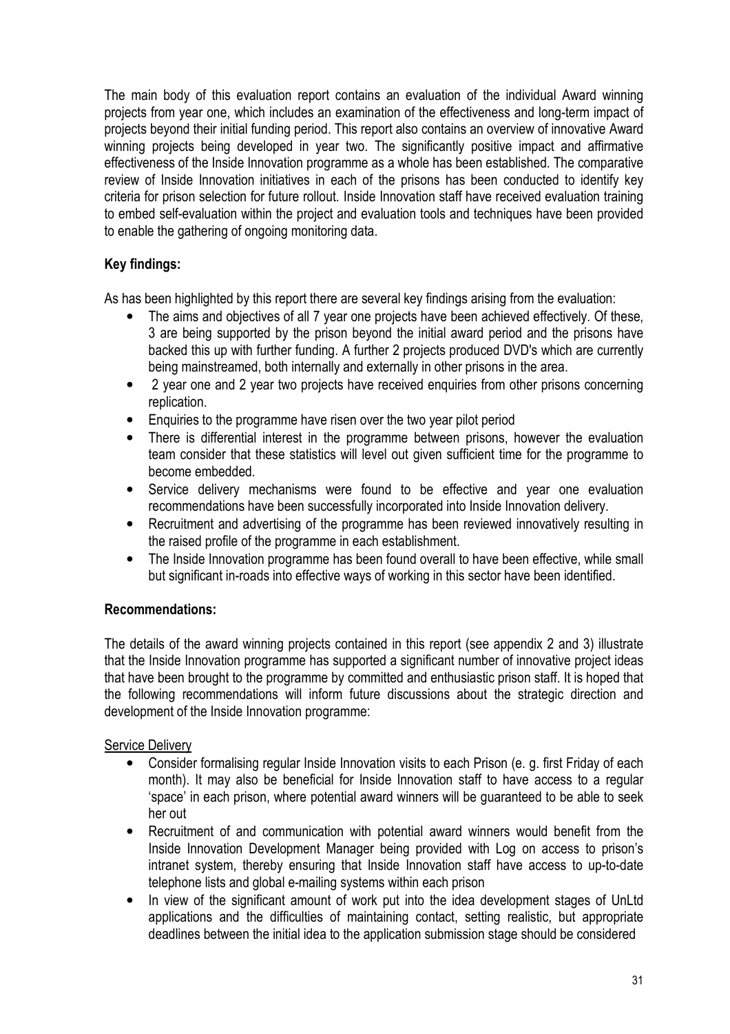The main body of this evaluation report contains an evaluation of the individual Award winning projects from year one, which includes an examination of the effectiveness and long-term impact of projects beyond their initial funding period. This report also contains an overview of innovative Award winning projects being developed in year two. The significantly positive impact and affirmative effectiveness of the Inside Innovation programme as a whole has been established. The comparative review of Inside Innovation initiatives in each of the prisons has been conducted to identify key criteria for prison selection for future rollout. Inside Innovation staff have received evaluation training to embed self-evaluation within the project and evaluation tools and techniques have been provided to enable the gathering of ongoing monitoring data.

**Key findings:**

As has been highlighted by this report there are several key findings arising from the evaluation:

- The aims and objectives of all 7 year one projects have been achieved effectively. Of these, 3 are being supported by the prison beyond the initial award period and the prisons have backed this up with further funding. A further 2 projects produced DVD's which are currently being mainstreamed, both internally and externally in other prisons in the area.
- 2 year one and 2 year two projects have received enquiries from other prisons concerning replication.
- Enquiries to the programme have risen over the two year pilot period
- There is differential interest in the programme between prisons, however the evaluation team consider that these statistics will level out given sufficient time for the programme to become embedded.
- Service delivery mechanisms were found to be effective and year one evaluation recommendations have been successfully incorporated into Inside Innovation delivery.
- Recruitment and advertising of the programme has been reviewed innovatively resulting in the raised profile of the programme in each establishment.
- The Inside Innovation programme has been found overall to have been effective, while small but significant in-roads into effective ways of working in this sector have been identified.

**Recommendations:**

The details of the award winning projects contained in this report (see appendix 2 and 3) illustrate that the Inside Innovation programme has supported a significant number of innovative project ideas that have been brought to the programme by committed and enthusiastic prison staff. It is hoped that the following recommendations will inform future discussions about the strategic direction and development of the Inside Innovation programme:

Service Delivery

- Consider formalising regular Inside Innovation visits to each Prison (e. g. first Friday of each month). It may also be beneficial for Inside Innovation staff to have access to a regular 'space' in each prison, where potential award winners will be guaranteed to be able to seek her out
- Recruitment of and communication with potential award winners would benefit from the Inside Innovation Development Manager being provided with Log on access to prison's intranet system, thereby ensuring that Inside Innovation staff have access to up-to-date telephone lists and global e-mailing systems within each prison
- In view of the significant amount of work put into the idea development stages of UnLtd applications and the difficulties of maintaining contact, setting realistic, but appropriate deadlines between the initial idea to the application submission stage should be considered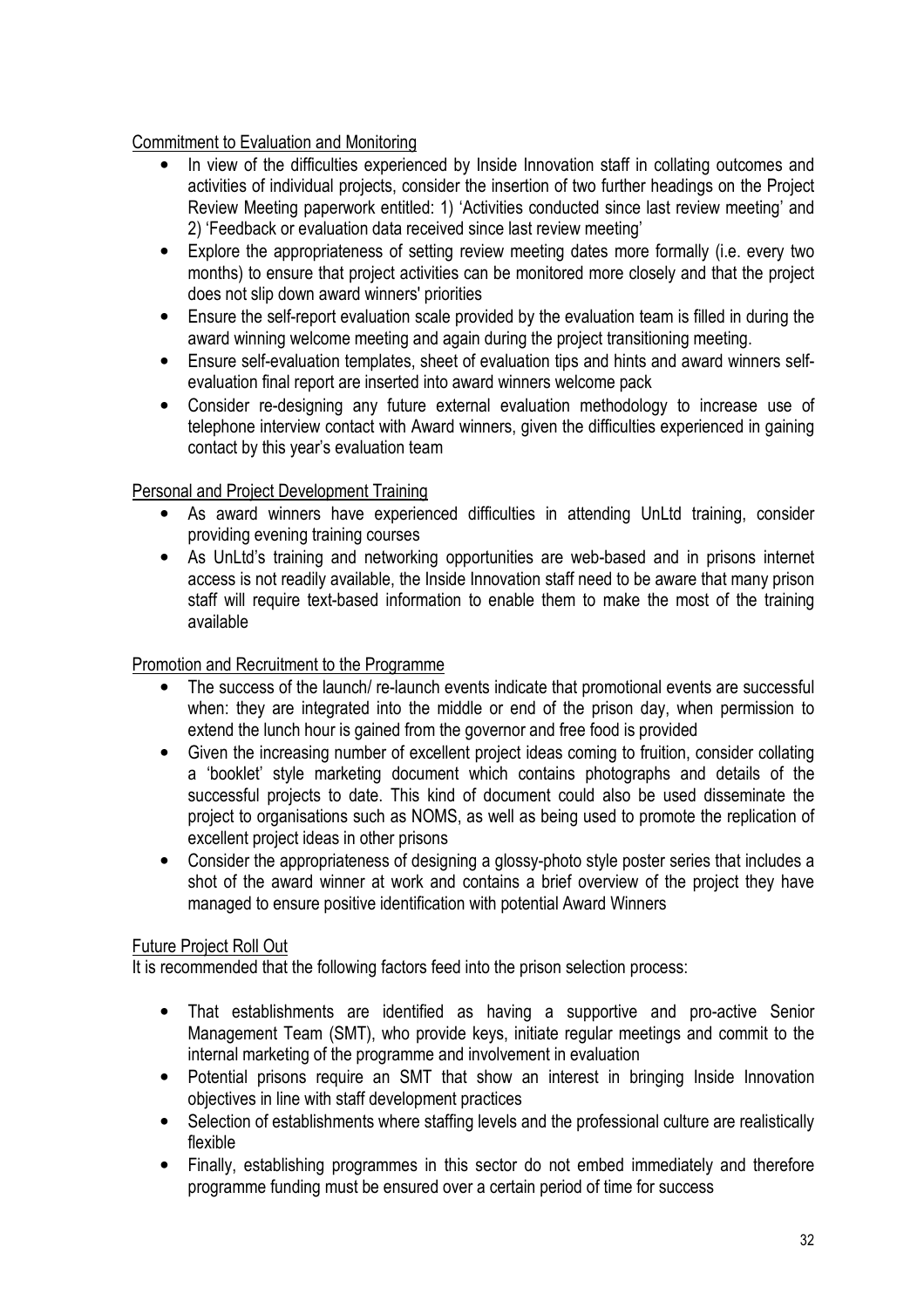Commitment to Evaluation and Monitoring

- In view of the difficulties experienced by Inside Innovation staff in collating outcomes and activities of individual projects, consider the insertion of two further headings on the Project Review Meeting paperwork entitled: 1) 'Activities conducted since last review meeting' and 2) 'Feedback or evaluation data received since last review meeting'
- Explore the appropriateness of setting review meeting dates more formally (i.e. every two months) to ensure that project activities can be monitored more closely and that the project does not slip down award winners' priorities
- Ensure the self-report evaluation scale provided by the evaluation team is filled in during the award winning welcome meeting and again during the project transitioning meeting.
- Ensure self-evaluation templates, sheet of evaluation tips and hints and award winners self-evaluation final report are inserted into award winners welcome pack
- Consider re-designing any future external evaluation methodology to increase use of telephone interview contact with Award winners, given the difficulties experienced in gaining contact by this year's evaluation team

Personal and Project Development Training

- As award winners have experienced difficulties in attending UnLtd training, consider providing evening training courses
- As UnLtd's training and networking opportunities are web-based and in prisons internet access is not readily available, the Inside Innovation staff need to be aware that many prison staff will require text-based information to enable them to make the most of the training available

Promotion and Recruitment to the Programme

- The success of the launch/ re-launch events indicate that promotional events are successful when: they are integrated into the middle or end of the prison day, when permission to extend the lunch hour is gained from the governor and free food is provided
- Given the increasing number of excellent project ideas coming to fruition, consider collating a 'booklet' style marketing document which contains photographs and details of the successful projects to date. This kind of document could also be used disseminate the project to organisations such as NOMS, as well as being used to promote the replication of excellent project ideas in other prisons
- Consider the appropriateness of designing a glossy-photo style poster series that includes a shot of the award winner at work and contains a brief overview of the project they have managed to ensure positive identification with potential Award Winners

Future Project Roll Out

It is recommended that the following factors feed into the prison selection process:

- That establishments are identified as having a supportive and pro-active Senior Management Team (SMT), who provide keys, initiate regular meetings and commit to the internal marketing of the programme and involvement in evaluation
- Potential prisons require an SMT that show an interest in bringing Inside Innovation objectives in line with staff development practices
- Selection of establishments where staffing levels and the professional culture are realistically flexible
- Finally, establishing programmes in this sector do not embed immediately and therefore programme funding must be ensured over a certain period of time for success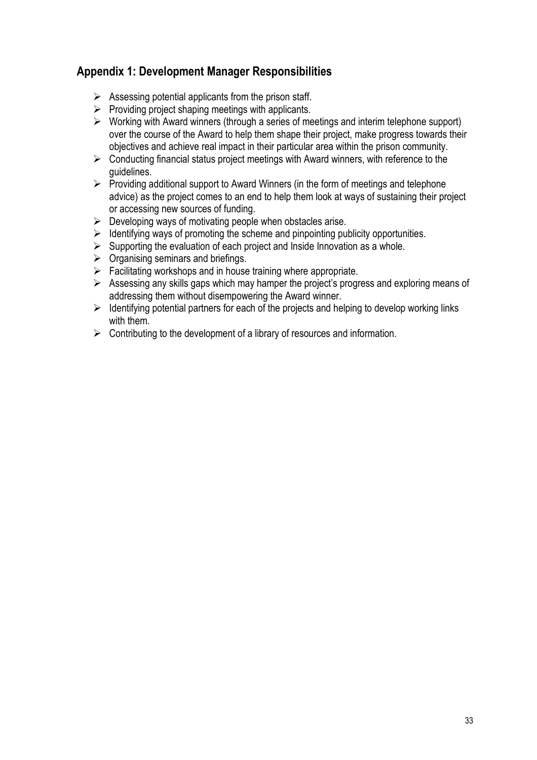## Appendix 1: Development Manager Responsibilities

- Assessing potential applicants from the prison staff.
- Providing project shaping meetings with applicants.
- Working with Award winners (through a series of meetings and interim telephone support) over the course of the Award to help them shape their project, make progress towards their objectives and achieve real impact in their particular area within the prison community.
- Conducting financial status project meetings with Award winners, with reference to the guidelines.
- Providing additional support to Award Winners (in the form of meetings and telephone advice) as the project comes to an end to help them look at ways of sustaining their project or accessing new sources of funding.
- Developing ways of motivating people when obstacles arise.
- Identifying ways of promoting the scheme and pinpointing publicity opportunities.
- Supporting the evaluation of each project and Inside Innovation as a whole.
- Organising seminars and briefings.
- Facilitating workshops and in house training where appropriate.
- Assessing any skills gaps which may hamper the project's progress and exploring means of addressing them without disempowering the Award winner.
- Identifying potential partners for each of the projects and helping to develop working links with them.
- Contributing to the development of a library of resources and information.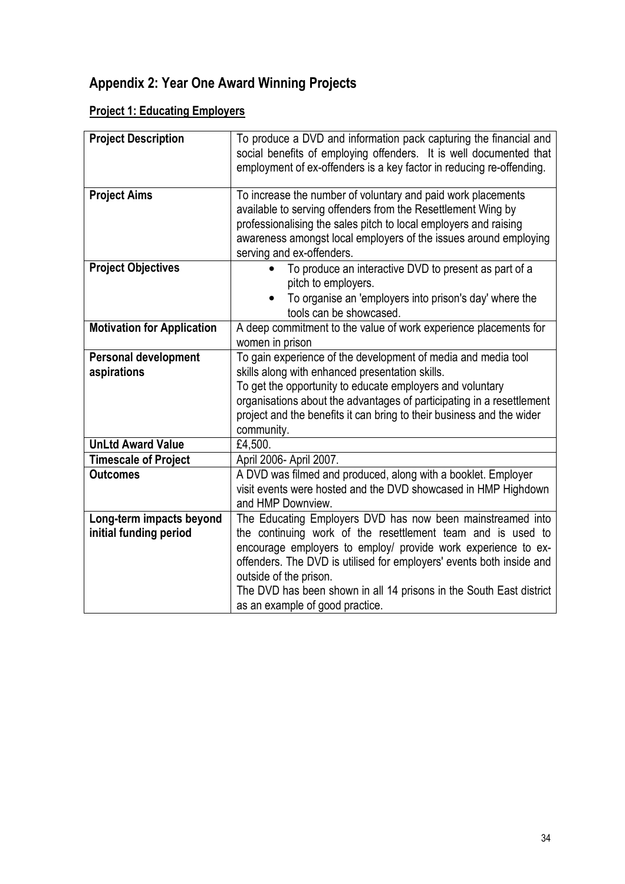# Appendix 2: Year One Award Winning Projects

## Project 1: Educating Employers

| | |
|---|---|
| **Project Description** | To produce a DVD and information pack capturing the financial and social benefits of employing offenders. It is well documented that employment of ex-offenders is a key factor in reducing re-offending. |
| **Project Aims** | To increase the number of voluntary and paid work placements available to serving offenders from the Resettlement Wing by professionalising the sales pitch to local employers and raising awareness amongst local employers of the issues around employing serving and ex-offenders. |
| **Project Objectives** | • To produce an interactive DVD to present as part of a pitch to employers. <br> • To organise an 'employers into prison's day' where the tools can be showcased. |
| **Motivation for Application** | A deep commitment to the value of work experience placements for women in prison |
| **Personal development aspirations** | To gain experience of the development of media and media tool skills along with enhanced presentation skills. <br> To get the opportunity to educate employers and voluntary organisations about the advantages of participating in a resettlement project and the benefits it can bring to their business and the wider community. |
| **UnLtd Award Value** | £4,500. |
| **Timescale of Project** | April 2006- April 2007. |
| **Outcomes** | A DVD was filmed and produced, along with a booklet. Employer visit events were hosted and the DVD showcased in HMP Highdown and HMP Downview. |
| **Long-term impacts beyond initial funding period** | The Educating Employers DVD has now been mainstreamed into the continuing work of the resettlement team and is used to encourage employers to employ/ provide work experience to ex-offenders. The DVD is utilised for employers' events both inside and outside of the prison. <br> The DVD has been shown in all 14 prisons in the South East district as an example of good practice. |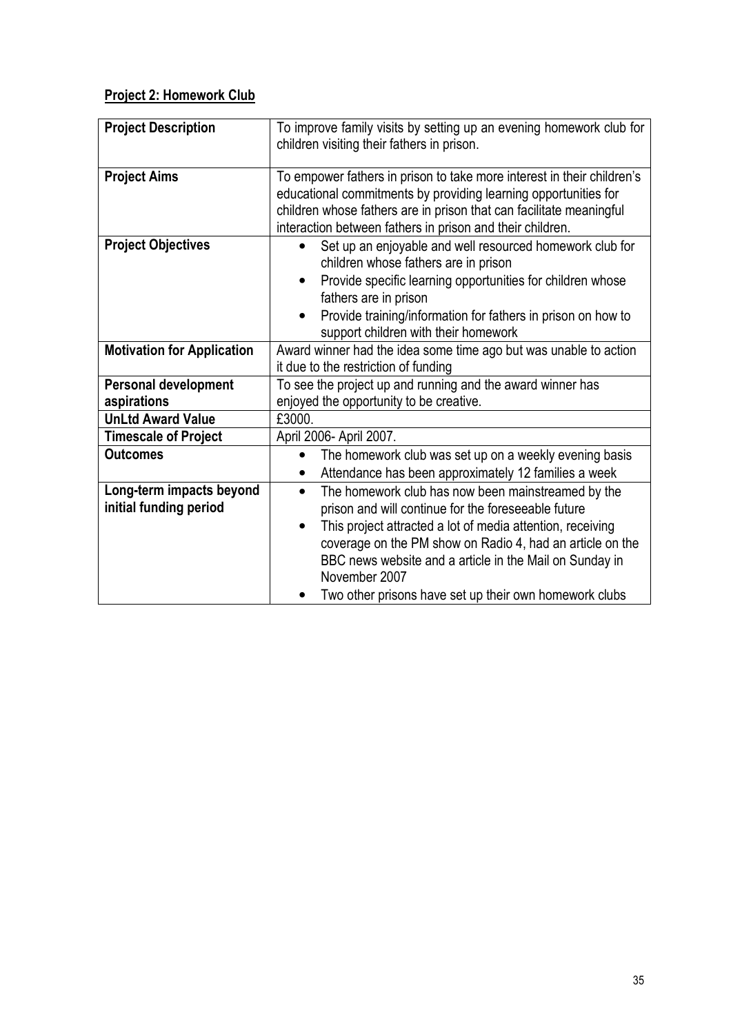**Project 2: Homework Club**

| | |
|---|---|
| **Project Description** | To improve family visits by setting up an evening homework club for children visiting their fathers in prison. |
| **Project Aims** | To empower fathers in prison to take more interest in their children's educational commitments by providing learning opportunities for children whose fathers are in prison that can facilitate meaningful interaction between fathers in prison and their children. |
| **Project Objectives** | • Set up an enjoyable and well resourced homework club for children whose fathers are in prison<br>• Provide specific learning opportunities for children whose fathers are in prison<br>• Provide training/information for fathers in prison on how to support children with their homework |
| **Motivation for Application** | Award winner had the idea some time ago but was unable to action it due to the restriction of funding |
| **Personal development aspirations** | To see the project up and running and the award winner has enjoyed the opportunity to be creative. |
| **UnLtd Award Value** | £3000. |
| **Timescale of Project** | April 2006- April 2007. |
| **Outcomes** | • The homework club was set up on a weekly evening basis<br>• Attendance has been approximately 12 families a week |
| **Long-term impacts beyond initial funding period** | • The homework club has now been mainstreamed by the prison and will continue for the foreseeable future<br>• This project attracted a lot of media attention, receiving coverage on the PM show on Radio 4, had an article on the BBC news website and a article in the Mail on Sunday in November 2007<br>• Two other prisons have set up their own homework clubs |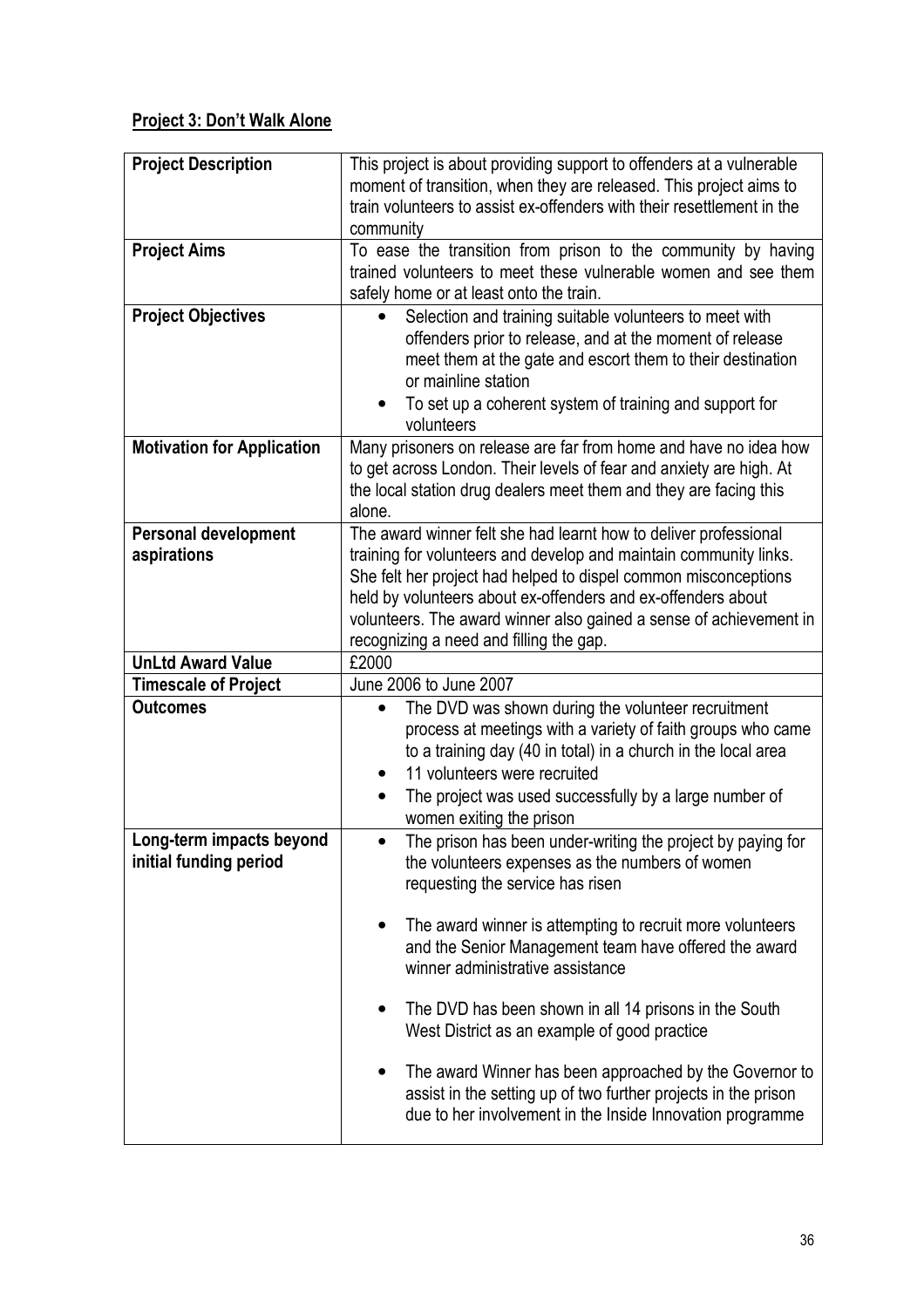**Project 3: Don't Walk Alone**

| | |
|---|---|
| **Project Description** | This project is about providing support to offenders at a vulnerable moment of transition, when they are released. This project aims to train volunteers to assist ex-offenders with their resettlement in the community |
| **Project Aims** | To ease the transition from prison to the community by having trained volunteers to meet these vulnerable women and see them safely home or at least onto the train. |
| **Project Objectives** | • Selection and training suitable volunteers to meet with offenders prior to release, and at the moment of release meet them at the gate and escort them to their destination or mainline station<br>• To set up a coherent system of training and support for volunteers |
| **Motivation for Application** | Many prisoners on release are far from home and have no idea how to get across London. Their levels of fear and anxiety are high. At the local station drug dealers meet them and they are facing this alone. |
| **Personal development aspirations** | The award winner felt she had learnt how to deliver professional training for volunteers and develop and maintain community links. She felt her project had helped to dispel common misconceptions held by volunteers about ex-offenders and ex-offenders about volunteers. The award winner also gained a sense of achievement in recognizing a need and filling the gap. |
| **UnLtd Award Value** | £2000 |
| **Timescale of Project** | June 2006 to June 2007 |
| **Outcomes** | • The DVD was shown during the volunteer recruitment process at meetings with a variety of faith groups who came to a training day (40 in total) in a church in the local area<br>• 11 volunteers were recruited<br>• The project was used successfully by a large number of women exiting the prison |
| **Long-term impacts beyond initial funding period** | • The prison has been under-writing the project by paying for the volunteers expenses as the numbers of women requesting the service has risen<br>• The award winner is attempting to recruit more volunteers and the Senior Management team have offered the award winner administrative assistance<br>• The DVD has been shown in all 14 prisons in the South West District as an example of good practice<br>• The award Winner has been approached by the Governor to assist in the setting up of two further projects in the prison due to her involvement in the Inside Innovation programme |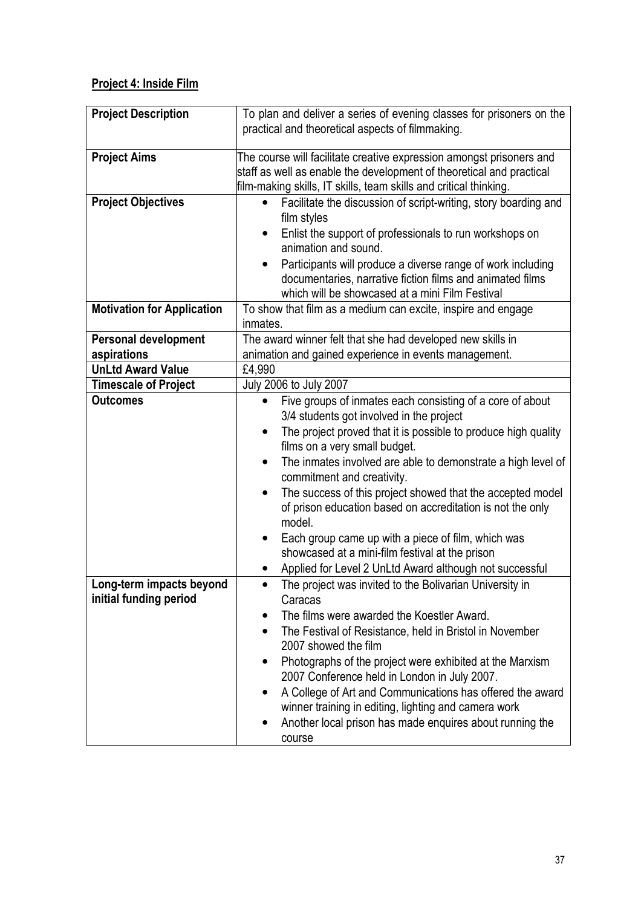**Project 4: Inside Film**

| | |
|---|---|
| **Project Description** | To plan and deliver a series of evening classes for prisoners on the practical and theoretical aspects of filmmaking. |
| **Project Aims** | The course will facilitate creative expression amongst prisoners and staff as well as enable the development of theoretical and practical film-making skills, IT skills, team skills and critical thinking. |
| **Project Objectives** | • Facilitate the discussion of script-writing, story boarding and film styles<br>• Enlist the support of professionals to run workshops on animation and sound.<br>• Participants will produce a diverse range of work including documentaries, narrative fiction films and animated films which will be showcased at a mini Film Festival |
| **Motivation for Application** | To show that film as a medium can excite, inspire and engage inmates. |
| **Personal development aspirations** | The award winner felt that she had developed new skills in animation and gained experience in events management. |
| **UnLtd Award Value** | £4,990 |
| **Timescale of Project** | July 2006 to July 2007 |
| **Outcomes** | • Five groups of inmates each consisting of a core of about 3/4 students got involved in the project<br>• The project proved that it is possible to produce high quality films on a very small budget.<br>• The inmates involved are able to demonstrate a high level of commitment and creativity.<br>• The success of this project showed that the accepted model of prison education based on accreditation is not the only model.<br>• Each group came up with a piece of film, which was showcased at a mini-film festival at the prison<br>• Applied for Level 2 UnLtd Award although not successful |
| **Long-term impacts beyond initial funding period** | • The project was invited to the Bolivarian University in Caracas<br>• The films were awarded the Koestler Award.<br>• The Festival of Resistance, held in Bristol in November 2007 showed the film<br>• Photographs of the project were exhibited at the Marxism 2007 Conference held in London in July 2007.<br>• A College of Art and Communications has offered the award winner training in editing, lighting and camera work<br>• Another local prison has made enquires about running the course |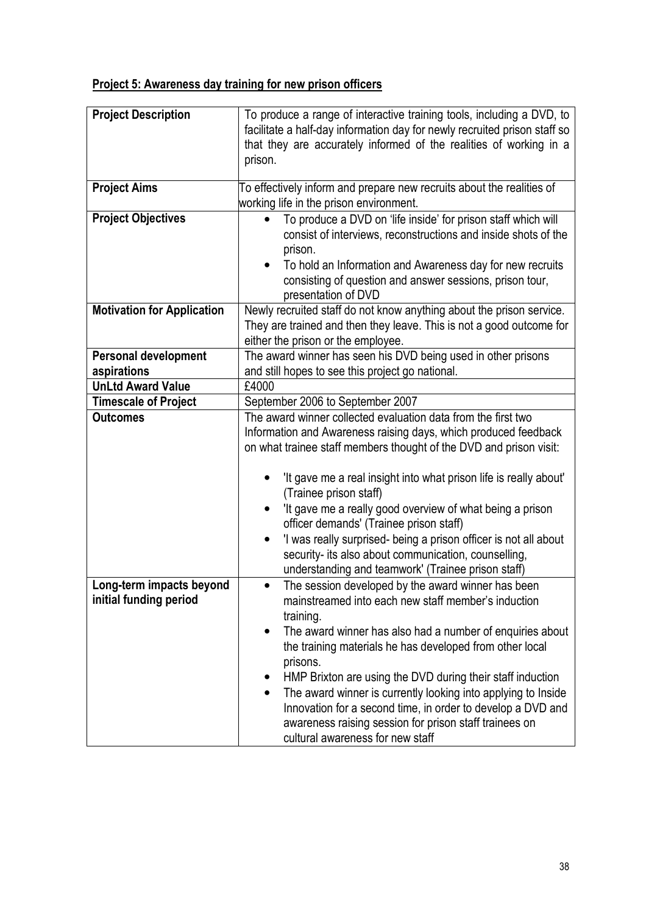**Project 5: Awareness day training for new prison officers**

| | |
|---|---|
| **Project Description** | To produce a range of interactive training tools, including a DVD, to facilitate a half-day information day for newly recruited prison staff so that they are accurately informed of the realities of working in a prison. |
| **Project Aims** | To effectively inform and prepare new recruits about the realities of working life in the prison environment. |
| **Project Objectives** | • To produce a DVD on 'life inside' for prison staff which will consist of interviews, reconstructions and inside shots of the prison.<br>• To hold an Information and Awareness day for new recruits consisting of question and answer sessions, prison tour, presentation of DVD |
| **Motivation for Application** | Newly recruited staff do not know anything about the prison service. They are trained and then they leave. This is not a good outcome for either the prison or the employee. |
| **Personal development aspirations** | The award winner has seen his DVD being used in other prisons and still hopes to see this project go national. |
| **UnLtd Award Value** | £4000 |
| **Timescale of Project** | September 2006 to September 2007 |
| **Outcomes** | The award winner collected evaluation data from the first two Information and Awareness raising days, which produced feedback on what trainee staff members thought of the DVD and prison visit:<br>• 'It gave me a real insight into what prison life is really about' (Trainee prison staff)<br>• 'It gave me a really good overview of what being a prison officer demands' (Trainee prison staff)<br>• 'I was really surprised- being a prison officer is not all about security- its also about communication, counselling, understanding and teamwork' (Trainee prison staff) |
| **Long-term impacts beyond initial funding period** | • The session developed by the award winner has been mainstreamed into each new staff member's induction training.<br>• The award winner has also had a number of enquiries about the training materials he has developed from other local prisons.<br>• HMP Brixton are using the DVD during their staff induction<br>• The award winner is currently looking into applying to Inside Innovation for a second time, in order to develop a DVD and awareness raising session for prison staff trainees on cultural awareness for new staff |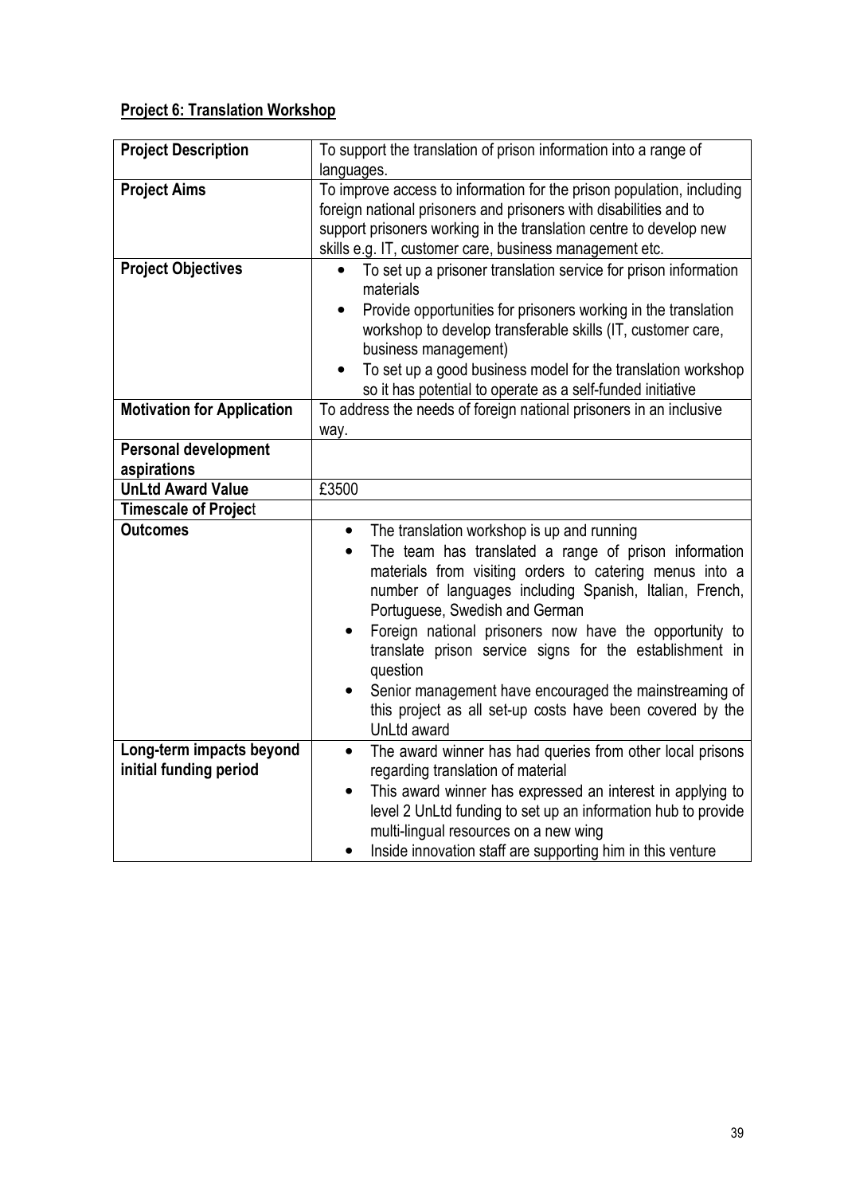**Project 6: Translation Workshop**

| | |
|---|---|
| **Project Description** | To support the translation of prison information into a range of languages. |
| **Project Aims** | To improve access to information for the prison population, including foreign national prisoners and prisoners with disabilities and to support prisoners working in the translation centre to develop new skills e.g. IT, customer care, business management etc. |
| **Project Objectives** | • To set up a prisoner translation service for prison information materials<br>• Provide opportunities for prisoners working in the translation workshop to develop transferable skills (IT, customer care, business management)<br>• To set up a good business model for the translation workshop so it has potential to operate as a self-funded initiative |
| **Motivation for Application** | To address the needs of foreign national prisoners in an inclusive way. |
| **Personal development aspirations** | |
| **UnLtd Award Value** | £3500 |
| **Timescale of Project** | |
| **Outcomes** | • The translation workshop is up and running<br>• The team has translated a range of prison information materials from visiting orders to catering menus into a number of languages including Spanish, Italian, French, Portuguese, Swedish and German<br>• Foreign national prisoners now have the opportunity to translate prison service signs for the establishment in question<br>• Senior management have encouraged the mainstreaming of this project as all set-up costs have been covered by the UnLtd award |
| **Long-term impacts beyond initial funding period** | • The award winner has had queries from other local prisons regarding translation of material<br>• This award winner has expressed an interest in applying to level 2 UnLtd funding to set up an information hub to provide multi-lingual resources on a new wing<br>• Inside innovation staff are supporting him in this venture |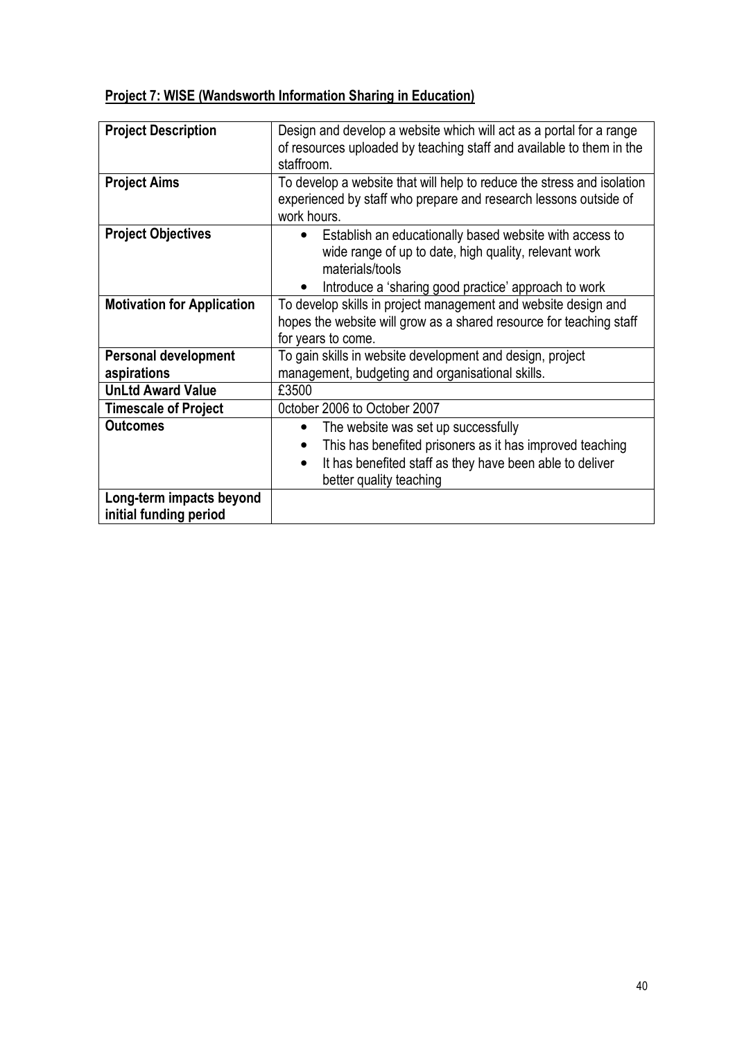**Project 7: WISE (Wandsworth Information Sharing in Education)**

| **Project Description** | Design and develop a website which will act as a portal for a range of resources uploaded by teaching staff and available to them in the staffroom. |
|---|---|
| **Project Aims** | To develop a website that will help to reduce the stress and isolation experienced by staff who prepare and research lessons outside of work hours. |
| **Project Objectives** | • Establish an educationally based website with access to wide range of up to date, high quality, relevant work materials/tools<br>• Introduce a 'sharing good practice' approach to work |
| **Motivation for Application** | To develop skills in project management and website design and hopes the website will grow as a shared resource for teaching staff for years to come. |
| **Personal development aspirations** | To gain skills in website development and design, project management, budgeting and organisational skills. |
| **UnLtd Award Value** | £3500 |
| **Timescale of Project** | 0ctober 2006 to October 2007 |
| **Outcomes** | • The website was set up successfully<br>• This has benefited prisoners as it has improved teaching<br>• It has benefited staff as they have been able to deliver better quality teaching |
| **Long-term impacts beyond initial funding period** | |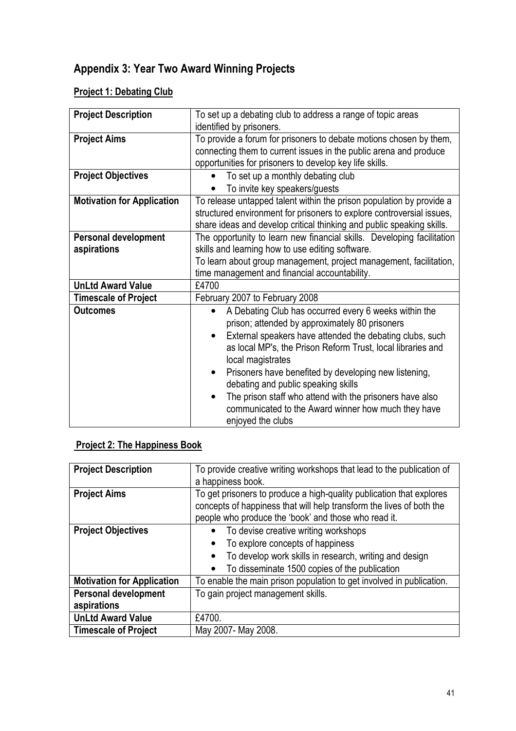## Appendix 3: Year Two Award Winning Projects

### Project 1: Debating Club

| **Project Description** | To set up a debating club to address a range of topic areas identified by prisoners. |
|---|---|
| **Project Aims** | To provide a forum for prisoners to debate motions chosen by them, connecting them to current issues in the public arena and produce opportunities for prisoners to develop key life skills. |
| **Project Objectives** | • To set up a monthly debating club<br>• To invite key speakers/guests |
| **Motivation for Application** | To release untapped talent within the prison population by provide a structured environment for prisoners to explore controversial issues, share ideas and develop critical thinking and public speaking skills. |
| **Personal development aspirations** | The opportunity to learn new financial skills. Developing facilitation skills and learning how to use editing software.<br>To learn about group management, project management, facilitation, time management and financial accountability. |
| **UnLtd Award Value** | £4700 |
| **Timescale of Project** | February 2007 to February 2008 |
| **Outcomes** | • A Debating Club has occurred every 6 weeks within the prison; attended by approximately 80 prisoners<br>• External speakers have attended the debating clubs, such as local MP's, the Prison Reform Trust, local libraries and local magistrates<br>• Prisoners have benefited by developing new listening, debating and public speaking skills<br>• The prison staff who attend with the prisoners have also communicated to the Award winner how much they have enjoyed the clubs |

### Project 2: The Happiness Book

| **Project Description** | To provide creative writing workshops that lead to the publication of a happiness book. |
|---|---|
| **Project Aims** | To get prisoners to produce a high-quality publication that explores concepts of happiness that will help transform the lives of both the people who produce the 'book' and those who read it. |
| **Project Objectives** | • To devise creative writing workshops<br>• To explore concepts of happiness<br>• To develop work skills in research, writing and design<br>• To disseminate 1500 copies of the publication |
| **Motivation for Application** | To enable the main prison population to get involved in publication. |
| **Personal development aspirations** | To gain project management skills. |
| **UnLtd Award Value** | £4700. |
| **Timescale of Project** | May 2007- May 2008. |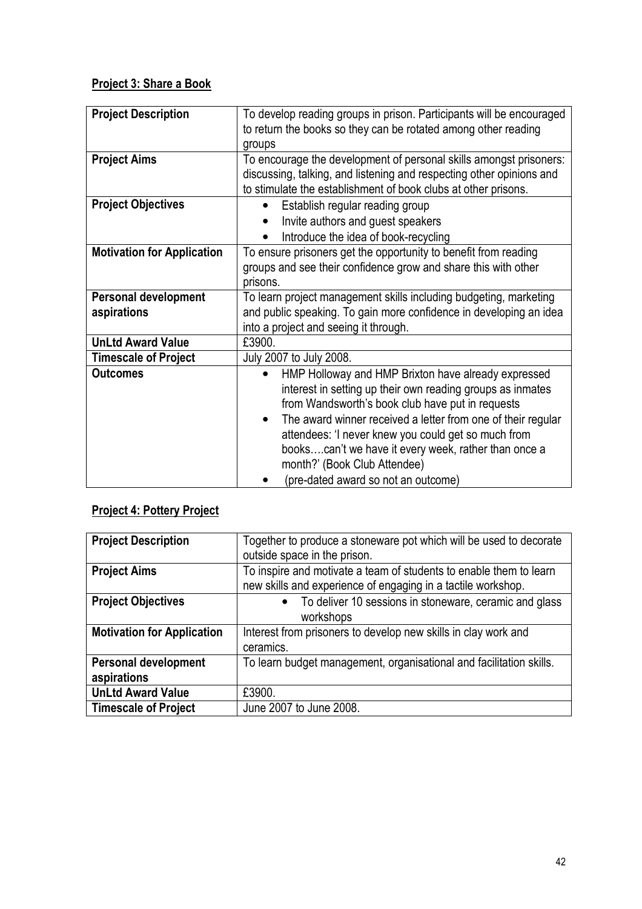**Project 3: Share a Book**

| **Project Description** | To develop reading groups in prison. Participants will be encouraged to return the books so they can be rotated among other reading groups |
|---|---|
| **Project Aims** | To encourage the development of personal skills amongst prisoners: discussing, talking, and listening and respecting other opinions and to stimulate the establishment of book clubs at other prisons. |
| **Project Objectives** | • Establish regular reading group<br>• Invite authors and guest speakers<br>• Introduce the idea of book-recycling |
| **Motivation for Application** | To ensure prisoners get the opportunity to benefit from reading groups and see their confidence grow and share this with other prisons. |
| **Personal development aspirations** | To learn project management skills including budgeting, marketing and public speaking. To gain more confidence in developing an idea into a project and seeing it through. |
| **UnLtd Award Value** | £3900. |
| **Timescale of Project** | July 2007 to July 2008. |
| **Outcomes** | • HMP Holloway and HMP Brixton have already expressed interest in setting up their own reading groups as inmates from Wandsworth's book club have put in requests<br>• The award winner received a letter from one of their regular attendees: 'I never knew you could get so much from books….can't we have it every week, rather than once a month?' (Book Club Attendee)<br>• (pre-dated award so not an outcome) |

**Project 4: Pottery Project**

| **Project Description** | Together to produce a stoneware pot which will be used to decorate outside space in the prison. |
|---|---|
| **Project Aims** | To inspire and motivate a team of students to enable them to learn new skills and experience of engaging in a tactile workshop. |
| **Project Objectives** | • To deliver 10 sessions in stoneware, ceramic and glass workshops |
| **Motivation for Application** | Interest from prisoners to develop new skills in clay work and ceramics. |
| **Personal development aspirations** | To learn budget management, organisational and facilitation skills. |
| **UnLtd Award Value** | £3900. |
| **Timescale of Project** | June 2007 to June 2008. |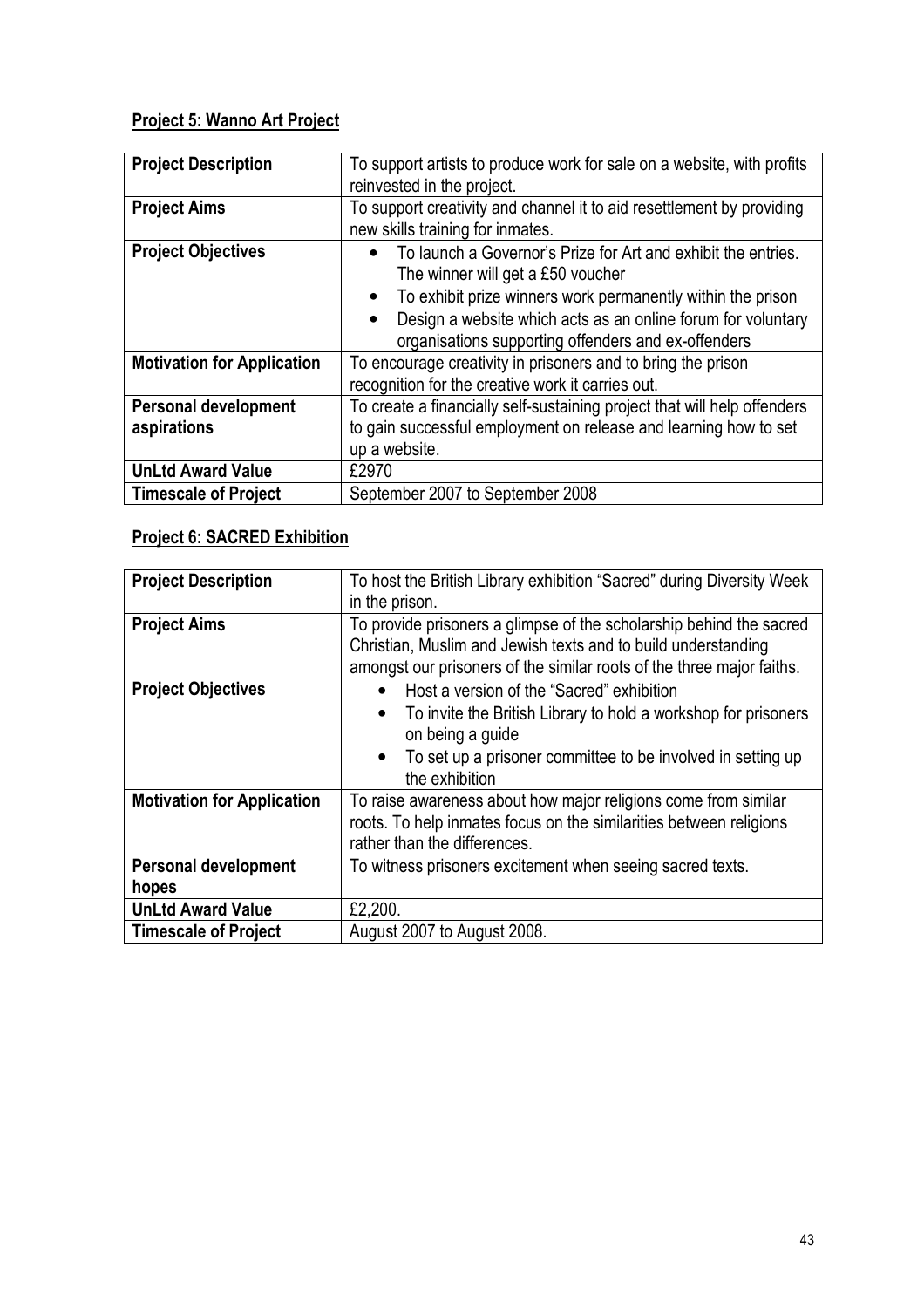**Project 5: Wanno Art Project**

| | |
|---|---|
| **Project Description** | To support artists to produce work for sale on a website, with profits reinvested in the project. |
| **Project Aims** | To support creativity and channel it to aid resettlement by providing new skills training for inmates. |
| **Project Objectives** | • To launch a Governor's Prize for Art and exhibit the entries. The winner will get a £50 voucher<br>• To exhibit prize winners work permanently within the prison<br>• Design a website which acts as an online forum for voluntary organisations supporting offenders and ex-offenders |
| **Motivation for Application** | To encourage creativity in prisoners and to bring the prison recognition for the creative work it carries out. |
| **Personal development aspirations** | To create a financially self-sustaining project that will help offenders to gain successful employment on release and learning how to set up a website. |
| **UnLtd Award Value** | £2970 |
| **Timescale of Project** | September 2007 to September 2008 |

**Project 6: SACRED Exhibition**

| | |
|---|---|
| **Project Description** | To host the British Library exhibition "Sacred" during Diversity Week in the prison. |
| **Project Aims** | To provide prisoners a glimpse of the scholarship behind the sacred Christian, Muslim and Jewish texts and to build understanding amongst our prisoners of the similar roots of the three major faiths. |
| **Project Objectives** | • Host a version of the "Sacred" exhibition<br>• To invite the British Library to hold a workshop for prisoners on being a guide<br>• To set up a prisoner committee to be involved in setting up the exhibition |
| **Motivation for Application** | To raise awareness about how major religions come from similar roots. To help inmates focus on the similarities between religions rather than the differences. |
| **Personal development hopes** | To witness prisoners excitement when seeing sacred texts. |
| **UnLtd Award Value** | £2,200. |
| **Timescale of Project** | August 2007 to August 2008. |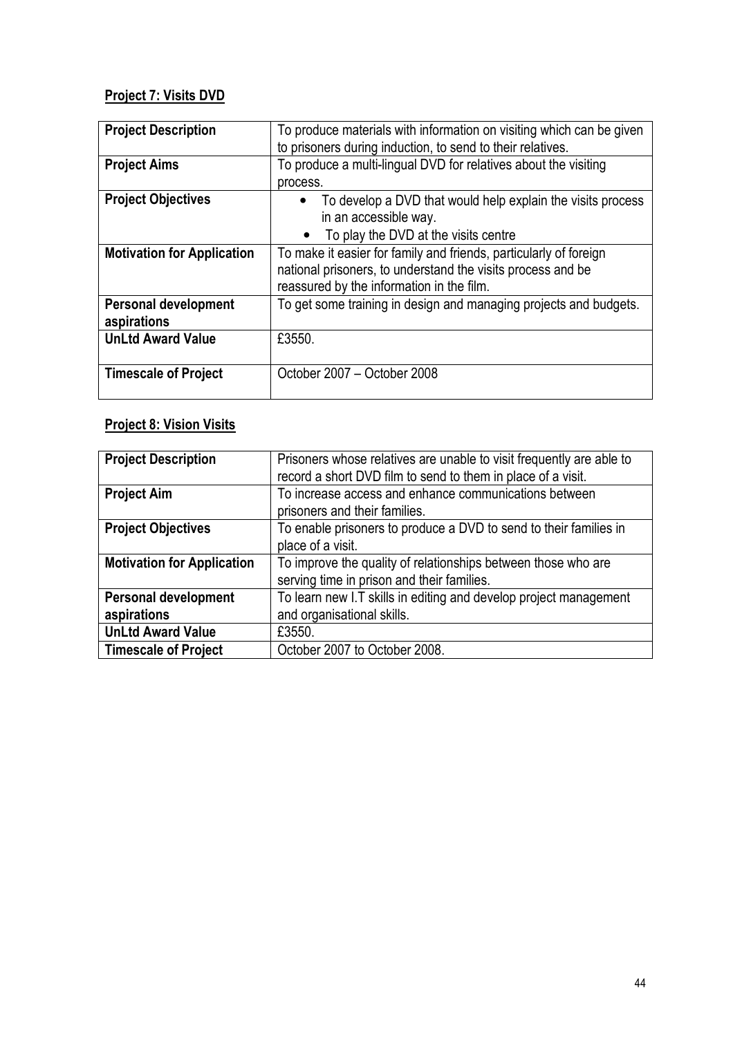**Project 7: Visits DVD**

| **Project Description** | To produce materials with information on visiting which can be given to prisoners during induction, to send to their relatives. |
|---|---|
| **Project Aims** | To produce a multi-lingual DVD for relatives about the visiting process. |
| **Project Objectives** | • To develop a DVD that would help explain the visits process in an accessible way.<br>• To play the DVD at the visits centre |
| **Motivation for Application** | To make it easier for family and friends, particularly of foreign national prisoners, to understand the visits process and be reassured by the information in the film. |
| **Personal development aspirations** | To get some training in design and managing projects and budgets. |
| **UnLtd Award Value** | £3550. |
| **Timescale of Project** | October 2007 – October 2008 |

**Project 8: Vision Visits**

| **Project Description** | Prisoners whose relatives are unable to visit frequently are able to record a short DVD film to send to them in place of a visit. |
|---|---|
| **Project Aim** | To increase access and enhance communications between prisoners and their families. |
| **Project Objectives** | To enable prisoners to produce a DVD to send to their families in place of a visit. |
| **Motivation for Application** | To improve the quality of relationships between those who are serving time in prison and their families. |
| **Personal development aspirations** | To learn new I.T skills in editing and develop project management and organisational skills. |
| **UnLtd Award Value** | £3550. |
| **Timescale of Project** | October 2007 to October 2008. |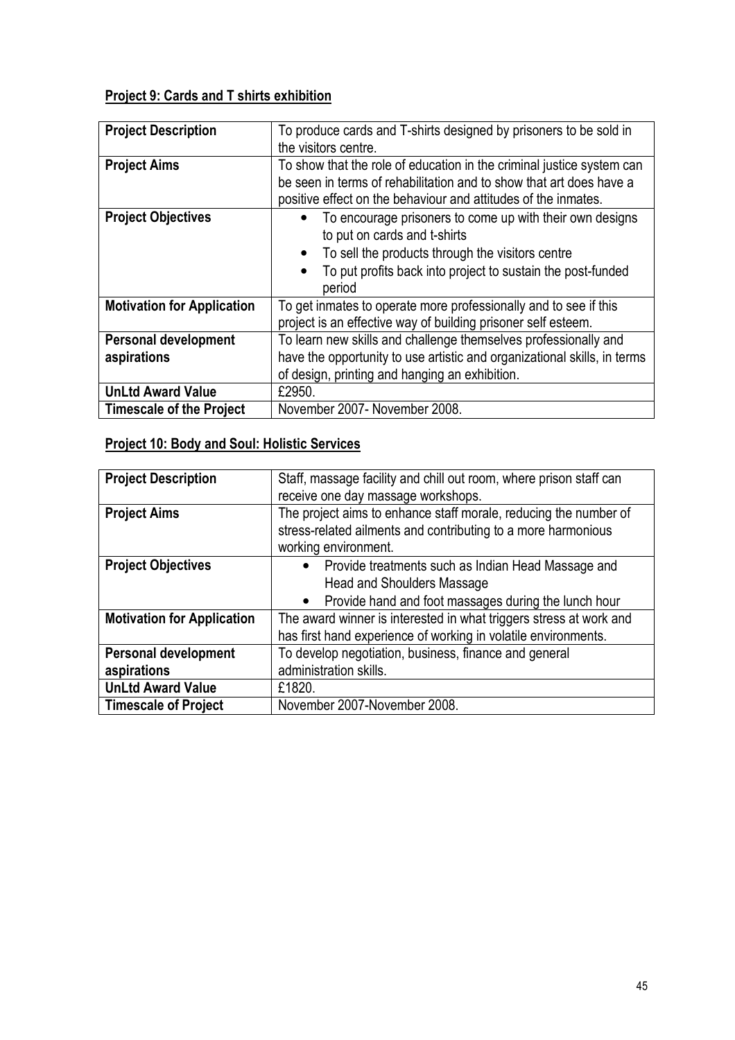**Project 9: Cards and T shirts exhibition**

| **Project Description** | To produce cards and T-shirts designed by prisoners to be sold in the visitors centre. |
|---|---|
| **Project Aims** | To show that the role of education in the criminal justice system can be seen in terms of rehabilitation and to show that art does have a positive effect on the behaviour and attitudes of the inmates. |
| **Project Objectives** | • To encourage prisoners to come up with their own designs to put on cards and t-shirts<br>• To sell the products through the visitors centre<br>• To put profits back into project to sustain the post-funded period |
| **Motivation for Application** | To get inmates to operate more professionally and to see if this project is an effective way of building prisoner self esteem. |
| **Personal development aspirations** | To learn new skills and challenge themselves professionally and have the opportunity to use artistic and organizational skills, in terms of design, printing and hanging an exhibition. |
| **UnLtd Award Value** | £2950. |
| **Timescale of the Project** | November 2007- November 2008. |

**Project 10: Body and Soul: Holistic Services**

| **Project Description** | Staff, massage facility and chill out room, where prison staff can receive one day massage workshops. |
|---|---|
| **Project Aims** | The project aims to enhance staff morale, reducing the number of stress-related ailments and contributing to a more harmonious working environment. |
| **Project Objectives** | • Provide treatments such as Indian Head Massage and Head and Shoulders Massage<br>• Provide hand and foot massages during the lunch hour |
| **Motivation for Application** | The award winner is interested in what triggers stress at work and has first hand experience of working in volatile environments. |
| **Personal development aspirations** | To develop negotiation, business, finance and general administration skills. |
| **UnLtd Award Value** | £1820. |
| **Timescale of Project** | November 2007-November 2008. |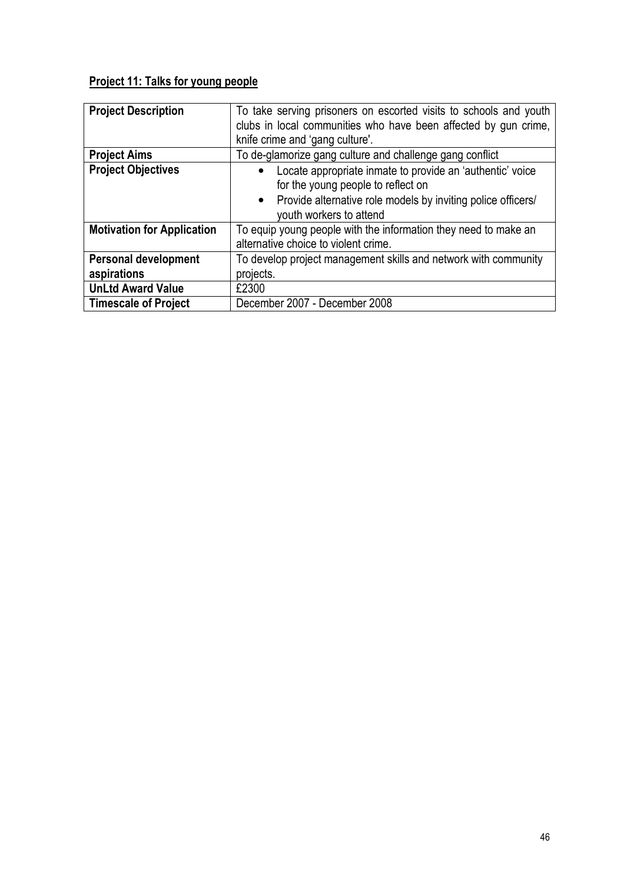**<u>Project 11: Talks for young people</u>**

| **Project Description** | To take serving prisoners on escorted visits to schools and youth clubs in local communities who have been affected by gun crime, knife crime and 'gang culture'. |
|---|---|
| **Project Aims** | To de-glamorize gang culture and challenge gang conflict |
| **Project Objectives** | • Locate appropriate inmate to provide an 'authentic' voice for the young people to reflect on<br>• Provide alternative role models by inviting police officers/ youth workers to attend |
| **Motivation for Application** | To equip young people with the information they need to make an alternative choice to violent crime. |
| **Personal development aspirations** | To develop project management skills and network with community projects. |
| **UnLtd Award Value** | £2300 |
| **Timescale of Project** | December 2007 - December 2008 |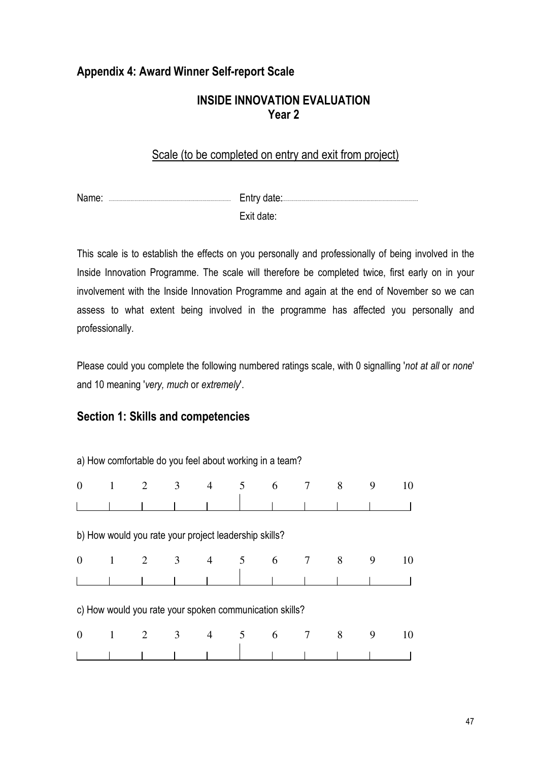## Appendix 4: Award Winner Self-report Scale

### INSIDE INNOVATION EVALUATION
### Year 2

Scale (to be completed on entry and exit from project)

Name: .................................................. Entry date: ..................................................

Exit date:

This scale is to establish the effects on you personally and professionally of being involved in the Inside Innovation Programme. The scale will therefore be completed twice, first early on in your involvement with the Inside Innovation Programme and again at the end of November so we can assess to what extent being involved in the programme has affected you personally and professionally.

Please could you complete the following numbered ratings scale, with 0 signalling '*not at all* or *none*' and 10 meaning '*very, much* or *extremely*'.

## Section 1: Skills and competencies

a) How comfortable do you feel about working in a team?

0 1 2 3 4 5 6 7 8 9 10

b) How would you rate your project leadership skills?

0 1 2 3 4 5 6 7 8 9 10

c) How would you rate your spoken communication skills?

0 1 2 3 4 5 6 7 8 9 10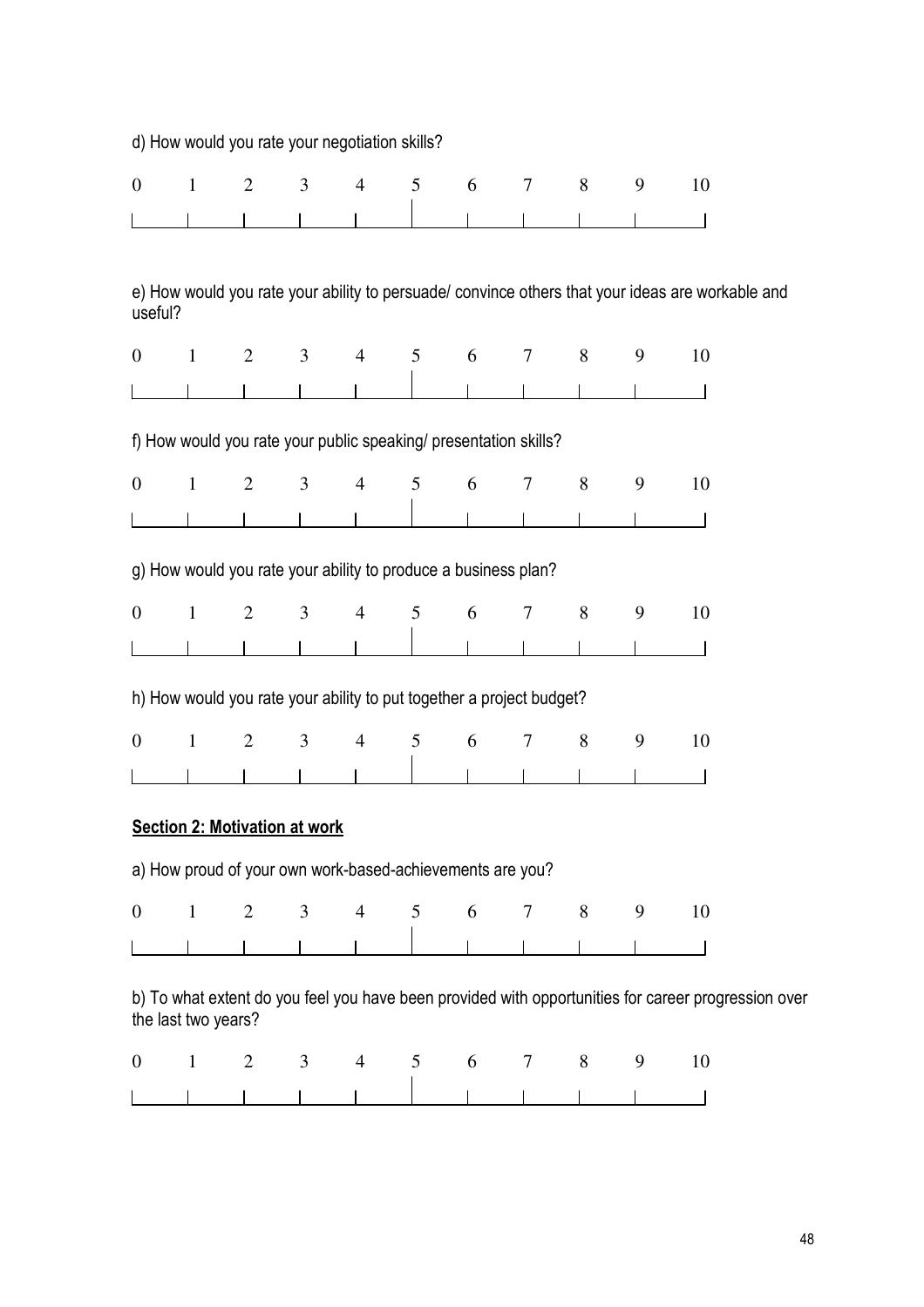d) How would you rate your negotiation skills?

0 1 2 3 4 5 6 7 8 9 10

e) How would you rate your ability to persuade/ convince others that your ideas are workable and useful?

0 1 2 3 4 5 6 7 8 9 10

f) How would you rate your public speaking/ presentation skills?

0 1 2 3 4 5 6 7 8 9 10

g) How would you rate your ability to produce a business plan?

0 1 2 3 4 5 6 7 8 9 10

h) How would you rate your ability to put together a project budget?

0 1 2 3 4 5 6 7 8 9 10

**Section 2: Motivation at work**

a) How proud of your own work-based-achievements are you?

0 1 2 3 4 5 6 7 8 9 10

b) To what extent do you feel you have been provided with opportunities for career progression over the last two years?

0 1 2 3 4 5 6 7 8 9 10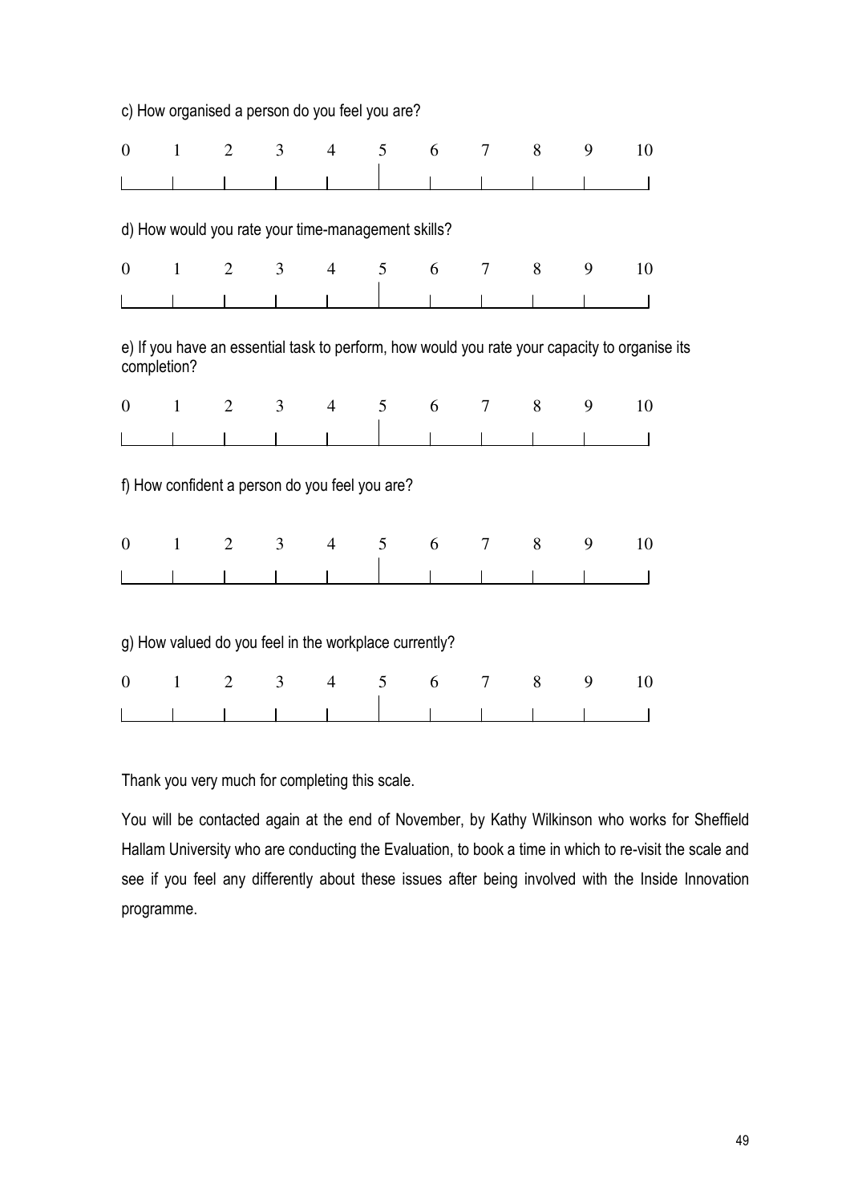c) How organised a person do you feel you are?

0 1 2 3 4 5 6 7 8 9 10

d) How would you rate your time-management skills?

0 1 2 3 4 5 6 7 8 9 10

e) If you have an essential task to perform, how would you rate your capacity to organise its completion?

0 1 2 3 4 5 6 7 8 9 10

f) How confident a person do you feel you are?

0 1 2 3 4 5 6 7 8 9 10

g) How valued do you feel in the workplace currently?

0 1 2 3 4 5 6 7 8 9 10

Thank you very much for completing this scale.

You will be contacted again at the end of November, by Kathy Wilkinson who works for Sheffield Hallam University who are conducting the Evaluation, to book a time in which to re-visit the scale and see if you feel any differently about these issues after being involved with the Inside Innovation programme.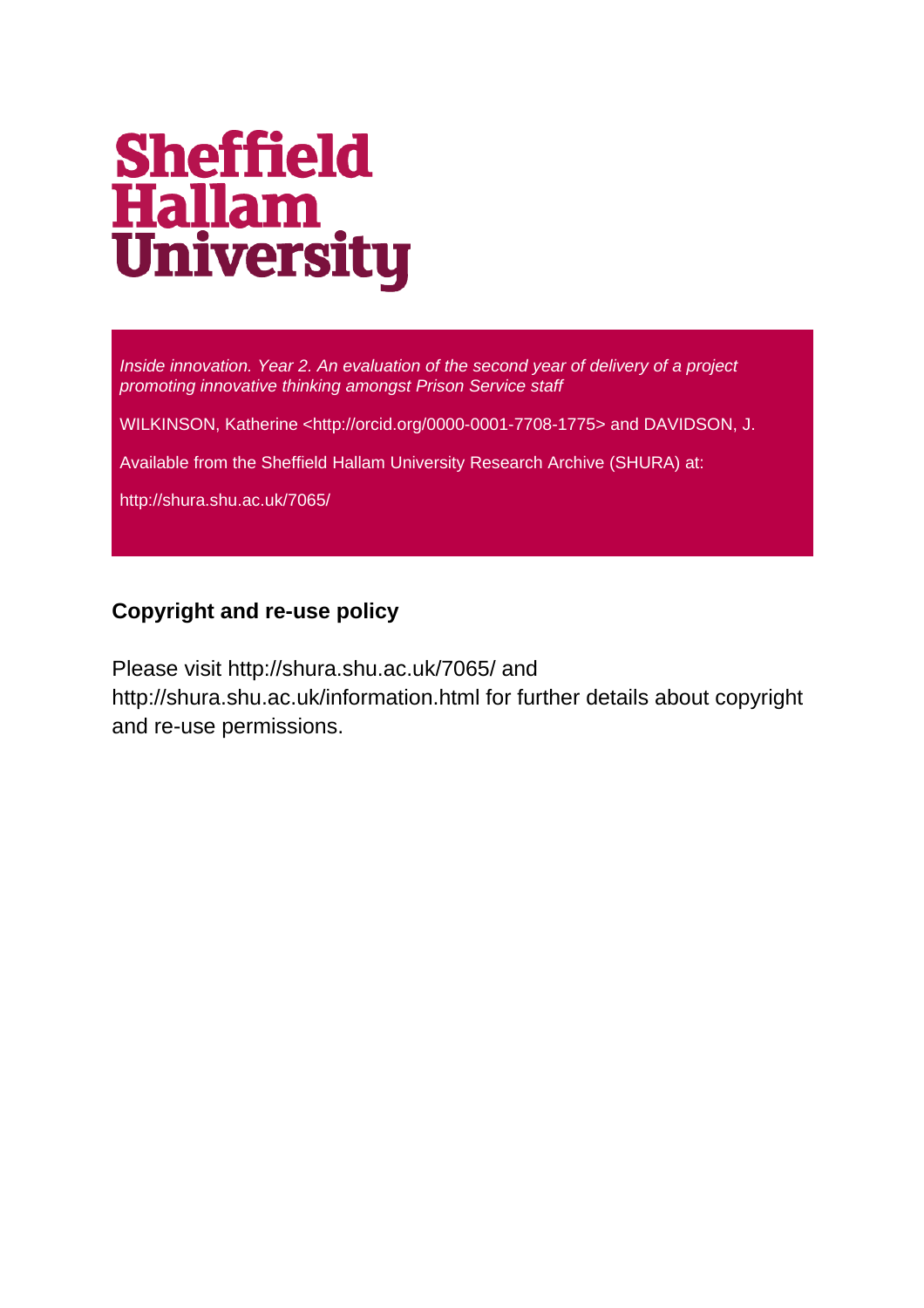Sheffield Hallam University

*Inside innovation. Year 2. An evaluation of the second year of delivery of a project promoting innovative thinking amongst Prison Service staff*

WILKINSON, Katherine <http://orcid.org/0000-0001-7708-1775> and DAVIDSON, J.

Available from the Sheffield Hallam University Research Archive (SHURA) at:

http://shura.shu.ac.uk/7065/

## Copyright and re-use policy

Please visit http://shura.shu.ac.uk/7065/ and http://shura.shu.ac.uk/information.html for further details about copyright and re-use permissions.